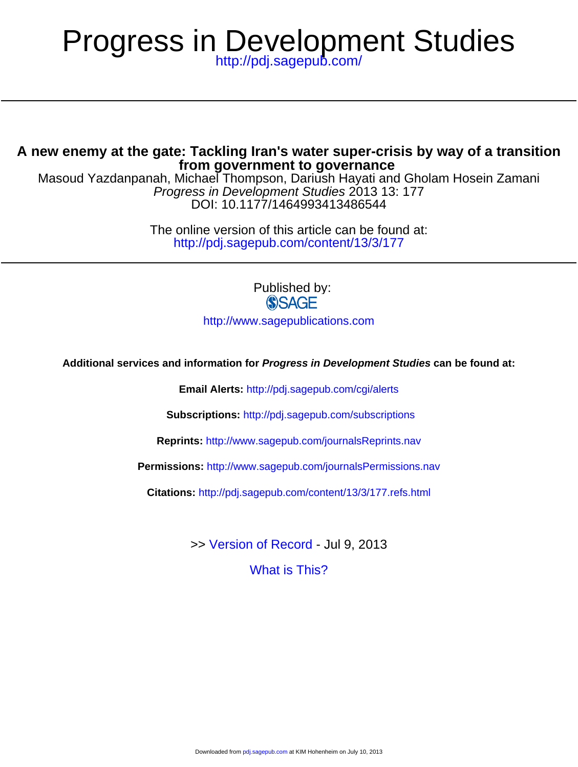# Progress in Development Studies

http://pdj.sagepub.com/

## A new enemy at the gate: Tackling Iran's water super-crisis by way of a transition from government to governance

Masoud Yazdanpanah, Michael Thompson, Dariush Hayati and Gholam Hosein Zamani

*Progress in Development Studies* 2013 13: 177

DOI: 10.1177/1464993413486544

The online version of this article can be found at:
http://pdj.sagepub.com/content/13/3/177

Published by:

SAGE

http://www.sagepublications.com

**Additional services and information for *Progress in Development Studies* can be found at:**

**Email Alerts:** http://pdj.sagepub.com/cgi/alerts

**Subscriptions:** http://pdj.sagepub.com/subscriptions

**Reprints:** http://www.sagepub.com/journalsReprints.nav

**Permissions:** http://www.sagepub.com/journalsPermissions.nav

**Citations:** http://pdj.sagepub.com/content/13/3/177.refs.html

>> Version of Record - Jul 9, 2013

What is This?

Downloaded from pdj.sagepub.com at KIM Hohenheim on July 10, 2013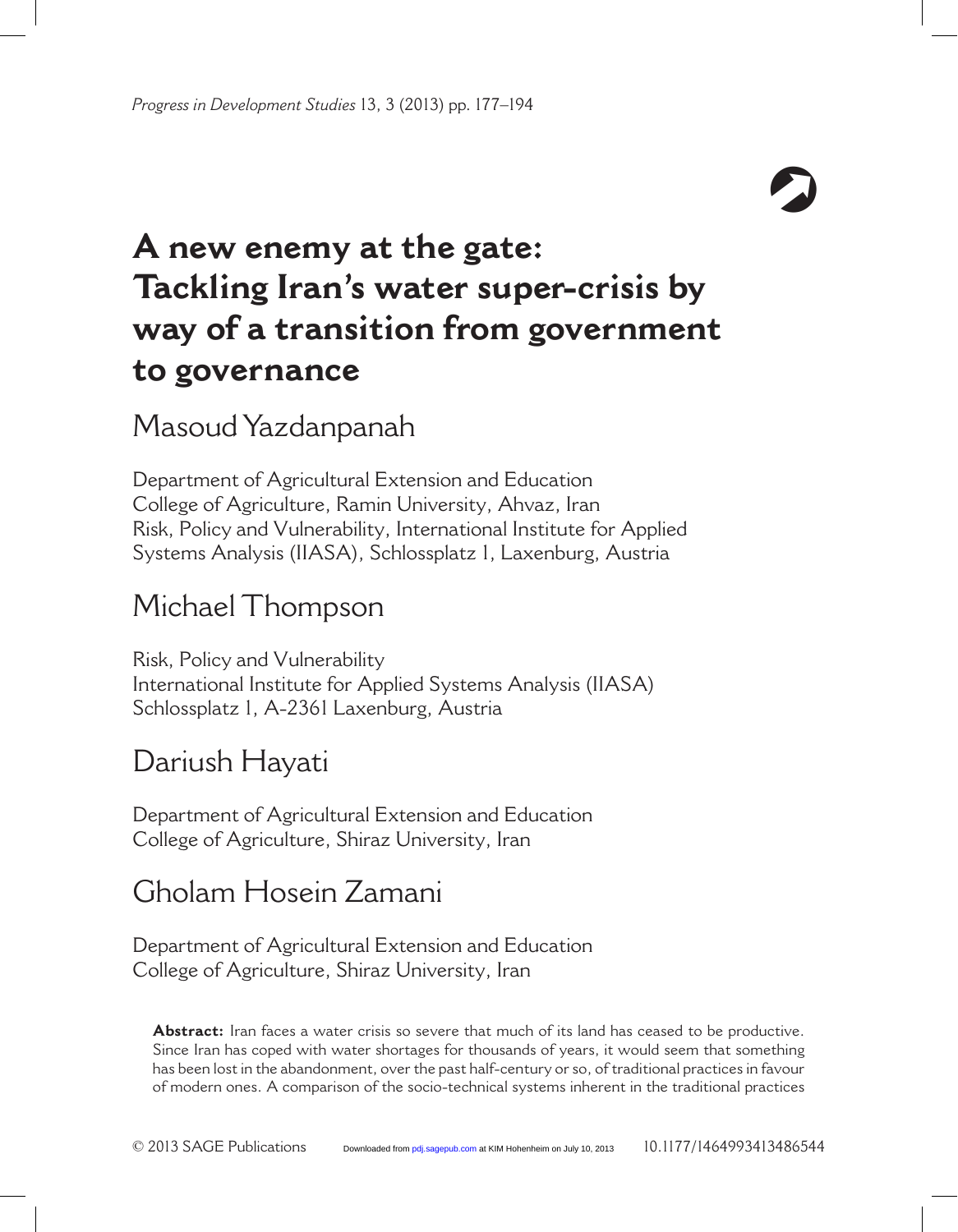# A new enemy at the gate: Tackling Iran's water super-crisis by way of a transition from government to governance

## Masoud Yazdanpanah

Department of Agricultural Extension and Education
College of Agriculture, Ramin University, Ahvaz, Iran
Risk, Policy and Vulnerability, International Institute for Applied Systems Analysis (IIASA), Schlossplatz 1, Laxenburg, Austria

## Michael Thompson

Risk, Policy and Vulnerability
International Institute for Applied Systems Analysis (IIASA)
Schlossplatz 1, A-2361 Laxenburg, Austria

## Dariush Hayati

Department of Agricultural Extension and Education
College of Agriculture, Shiraz University, Iran

## Gholam Hosein Zamani

Department of Agricultural Extension and Education
College of Agriculture, Shiraz University, Iran

**Abstract:** Iran faces a water crisis so severe that much of its land has ceased to be productive. Since Iran has coped with water shortages for thousands of years, it would seem that something has been lost in the abandonment, over the past half-century or so, of traditional practices in favour of modern ones. A comparison of the socio-technical systems inherent in the traditional practices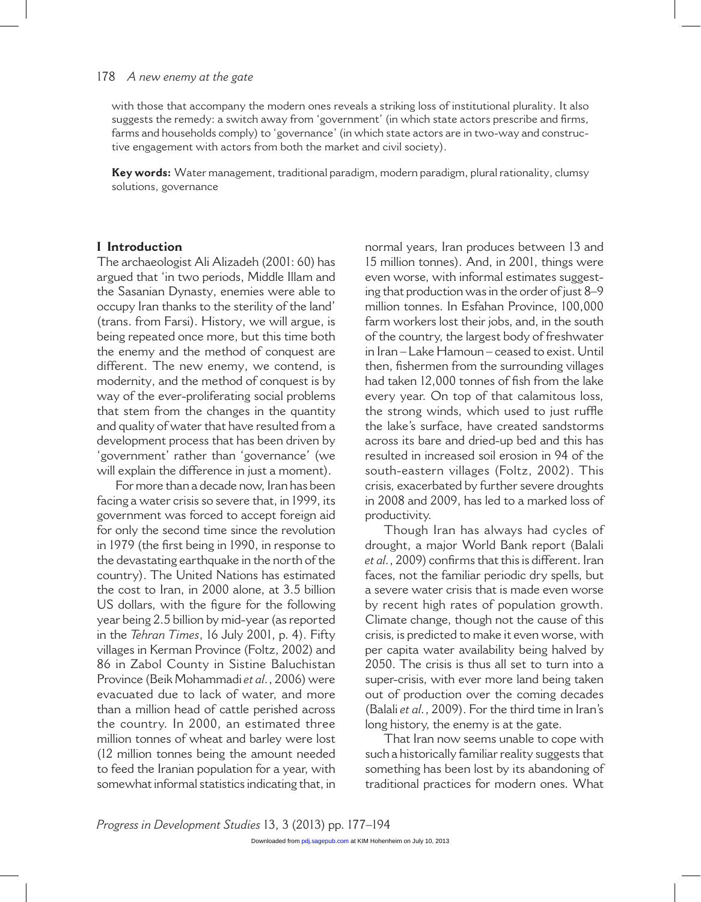with those that accompany the modern ones reveals a striking loss of institutional plurality. It also suggests the remedy: a switch away from 'government' (in which state actors prescribe and firms, farms and households comply) to 'governance' (in which state actors are in two-way and constructive engagement with actors from both the market and civil society).

**Key words:** Water management, traditional paradigm, modern paradigm, plural rationality, clumsy solutions, governance

## I Introduction

The archaeologist Ali Alizadeh (2001: 60) has argued that 'in two periods, Middle Illam and the Sasanian Dynasty, enemies were able to occupy Iran thanks to the sterility of the land' (trans. from Farsi). History, we will argue, is being repeated once more, but this time both the enemy and the method of conquest are different. The new enemy, we contend, is modernity, and the method of conquest is by way of the ever-proliferating social problems that stem from the changes in the quantity and quality of water that have resulted from a development process that has been driven by 'government' rather than 'governance' (we will explain the difference in just a moment).

For more than a decade now, Iran has been facing a water crisis so severe that, in 1999, its government was forced to accept foreign aid for only the second time since the revolution in 1979 (the first being in 1990, in response to the devastating earthquake in the north of the country). The United Nations has estimated the cost to Iran, in 2000 alone, at 3.5 billion US dollars, with the figure for the following year being 2.5 billion by mid-year (as reported in the *Tehran Times*, 16 July 2001, p. 4). Fifty villages in Kerman Province (Foltz, 2002) and 86 in Zabol County in Sistine Baluchistan Province (Beik Mohammadi *et al.*, 2006) were evacuated due to lack of water, and more than a million head of cattle perished across the country. In 2000, an estimated three million tonnes of wheat and barley were lost (12 million tonnes being the amount needed to feed the Iranian population for a year, with somewhat informal statistics indicating that, in normal years, Iran produces between 13 and 15 million tonnes). And, in 2001, things were even worse, with informal estimates suggesting that production was in the order of just 8–9 million tonnes. In Esfahan Province, 100,000 farm workers lost their jobs, and, in the south of the country, the largest body of freshwater in Iran – Lake Hamoun – ceased to exist. Until then, fishermen from the surrounding villages had taken 12,000 tonnes of fish from the lake every year. On top of that calamitous loss, the strong winds, which used to just ruffle the lake's surface, have created sandstorms across its bare and dried-up bed and this has resulted in increased soil erosion in 94 of the south-eastern villages (Foltz, 2002). This crisis, exacerbated by further severe droughts in 2008 and 2009, has led to a marked loss of productivity.

Though Iran has always had cycles of drought, a major World Bank report (Balali *et al.*, 2009) confirms that this is different. Iran faces, not the familiar periodic dry spells, but a severe water crisis that is made even worse by recent high rates of population growth. Climate change, though not the cause of this crisis, is predicted to make it even worse, with per capita water availability being halved by 2050. The crisis is thus all set to turn into a super-crisis, with ever more land being taken out of production over the coming decades (Balali *et al.*, 2009). For the third time in Iran's long history, the enemy is at the gate.

That Iran now seems unable to cope with such a historically familiar reality suggests that something has been lost by its abandoning of traditional practices for modern ones. What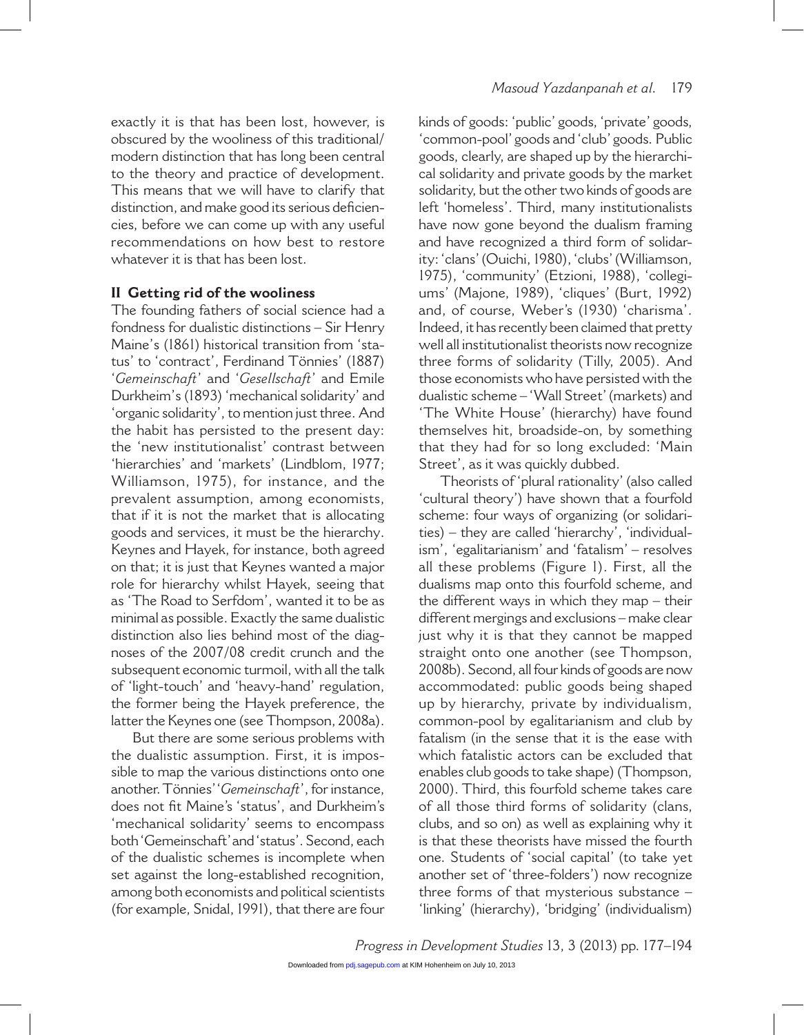exactly it is that has been lost, however, is obscured by the wooliness of this traditional/modern distinction that has long been central to the theory and practice of development. This means that we will have to clarify that distinction, and make good its serious deficiencies, before we can come up with any useful recommendations on how best to restore whatever it is that has been lost.

## II Getting rid of the wooliness

The founding fathers of social science had a fondness for dualistic distinctions – Sir Henry Maine's (1861) historical transition from 'status' to 'contract', Ferdinand Tönnies' (1887) '*Gemeinschaft*' and '*Gesellschaft*' and Emile Durkheim's (1893) 'mechanical solidarity' and 'organic solidarity', to mention just three. And the habit has persisted to the present day: the 'new institutionalist' contrast between 'hierarchies' and 'markets' (Lindblom, 1977; Williamson, 1975), for instance, and the prevalent assumption, among economists, that if it is not the market that is allocating goods and services, it must be the hierarchy. Keynes and Hayek, for instance, both agreed on that; it is just that Keynes wanted a major role for hierarchy whilst Hayek, seeing that as 'The Road to Serfdom', wanted it to be as minimal as possible. Exactly the same dualistic distinction also lies behind most of the diagnoses of the 2007/08 credit crunch and the subsequent economic turmoil, with all the talk of 'light-touch' and 'heavy-hand' regulation, the former being the Hayek preference, the latter the Keynes one (see Thompson, 2008a).

But there are some serious problems with the dualistic assumption. First, it is impossible to map the various distinctions onto one another. Tönnies' '*Gemeinschaft*', for instance, does not fit Maine's 'status', and Durkheim's 'mechanical solidarity' seems to encompass both 'Gemeinschaft' and 'status'. Second, each of the dualistic schemes is incomplete when set against the long-established recognition, among both economists and political scientists (for example, Snidal, 1991), that there are four kinds of goods: 'public' goods, 'private' goods, 'common-pool' goods and 'club' goods. Public goods, clearly, are shaped up by the hierarchical solidarity and private goods by the market solidarity, but the other two kinds of goods are left 'homeless'. Third, many institutionalists have now gone beyond the dualism framing and have recognized a third form of solidarity: 'clans' (Ouichi, 1980), 'clubs' (Williamson, 1975), 'community' (Etzioni, 1988), 'collegiums' (Majone, 1989), 'cliques' (Burt, 1992) and, of course, Weber's (1930) 'charisma'. Indeed, it has recently been claimed that pretty well all institutionalist theorists now recognize three forms of solidarity (Tilly, 2005). And those economists who have persisted with the dualistic scheme – 'Wall Street' (markets) and 'The White House' (hierarchy) have found themselves hit, broadside-on, by something that they had for so long excluded: 'Main Street', as it was quickly dubbed.

Theorists of 'plural rationality' (also called 'cultural theory') have shown that a fourfold scheme: four ways of organizing (or solidarities) – they are called 'hierarchy', 'individualism', 'egalitarianism' and 'fatalism' – resolves all these problems (Figure 1). First, all the dualisms map onto this fourfold scheme, and the different ways in which they map – their different mergings and exclusions – make clear just why it is that they cannot be mapped straight onto one another (see Thompson, 2008b). Second, all four kinds of goods are now accommodated: public goods being shaped up by hierarchy, private by individualism, common-pool by egalitarianism and club by fatalism (in the sense that it is the ease with which fatalistic actors can be excluded that enables club goods to take shape) (Thompson, 2000). Third, this fourfold scheme takes care of all those third forms of solidarity (clans, clubs, and so on) as well as explaining why it is that these theorists have missed the fourth one. Students of 'social capital' (to take yet another set of 'three-folders') now recognize three forms of that mysterious substance – 'linking' (hierarchy), 'bridging' (individualism)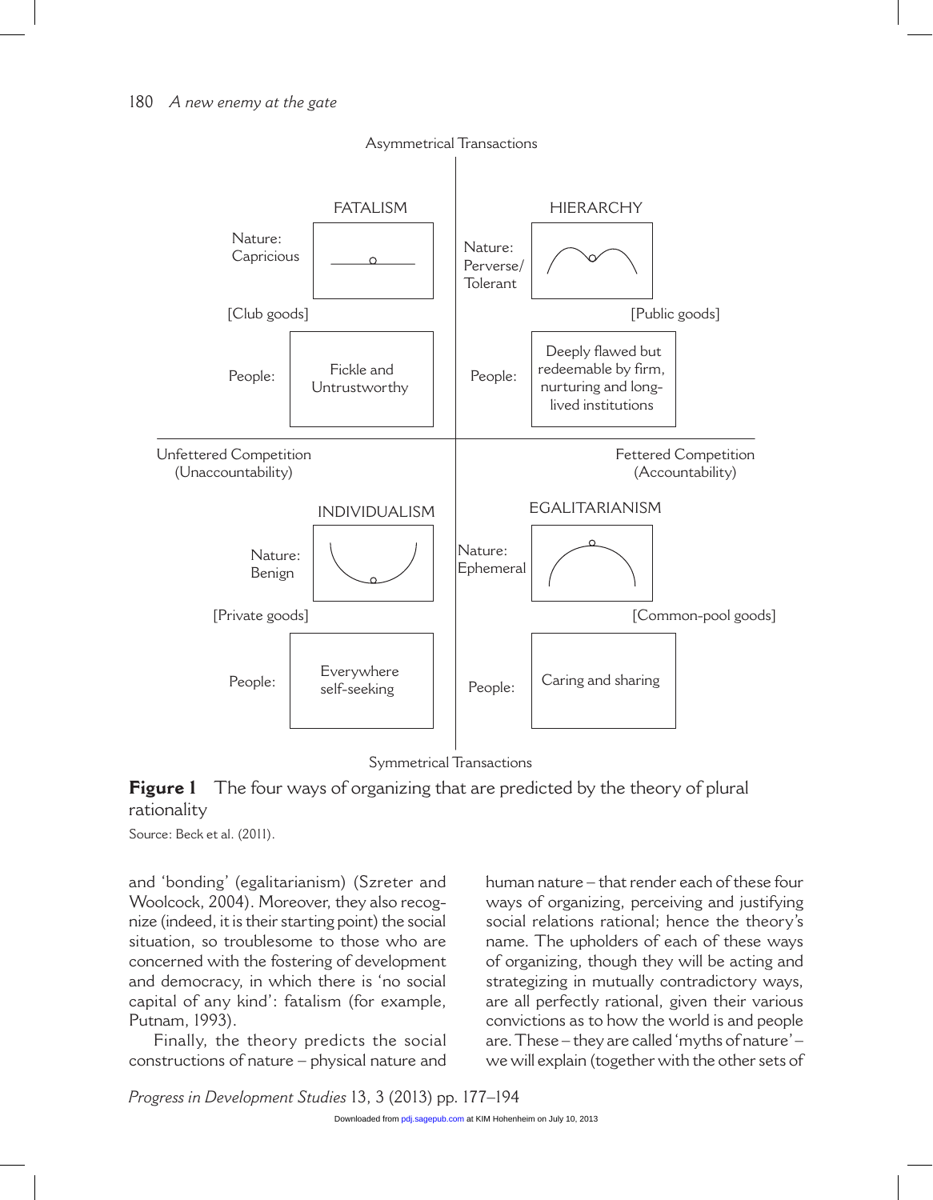Asymmetrical Transactions

| | FATALISM | | HIERARCHY |
|---|---|---|---|
| Nature: Capricious | | Nature: Perverse/ Tolerant | |
| [Club goods] | | | [Public goods] |
| People: | Fickle and Untrustworthy | People: | Deeply flawed but redeemable by firm, nurturing and long-lived institutions |

Unfettered Competition (Unaccountability) — Fettered Competition (Accountability)

| | INDIVIDUALISM | | EGALITARIANISM |
|---|---|---|---|
| Nature: Benign | | Nature: Ephemeral | |
| [Private goods] | | | [Common-pool goods] |
| People: | Everywhere self-seeking | People: | Caring and sharing |

Symmetrical Transactions

**Figure 1** The four ways of organizing that are predicted by the theory of plural rationality

Source: Beck et al. (2011).

and 'bonding' (egalitarianism) (Szreter and Woolcock, 2004). Moreover, they also recognize (indeed, it is their starting point) the social situation, so troublesome to those who are concerned with the fostering of development and democracy, in which there is 'no social capital of any kind': fatalism (for example, Putnam, 1993).

Finally, the theory predicts the social constructions of nature – physical nature and human nature – that render each of these four ways of organizing, perceiving and justifying social relations rational; hence the theory's name. The upholders of each of these ways of organizing, though they will be acting and strategizing in mutually contradictory ways, are all perfectly rational, given their various convictions as to how the world is and people are. These – they are called 'myths of nature' – we will explain (together with the other sets of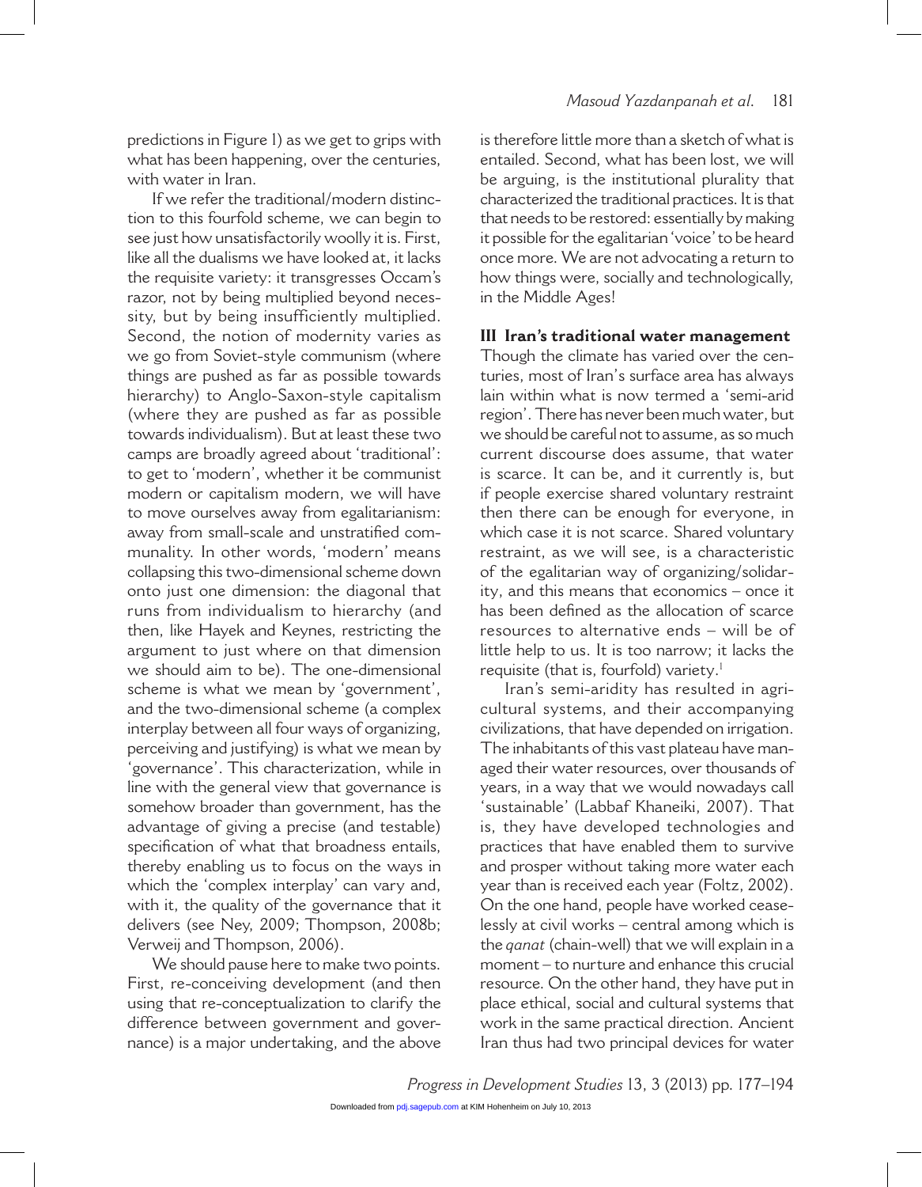predictions in Figure 1) as we get to grips with what has been happening, over the centuries, with water in Iran.

If we refer the traditional/modern distinction to this fourfold scheme, we can begin to see just how unsatisfactorily woolly it is. First, like all the dualisms we have looked at, it lacks the requisite variety: it transgresses Occam's razor, not by being multiplied beyond necessity, but by being insufficiently multiplied. Second, the notion of modernity varies as we go from Soviet-style communism (where things are pushed as far as possible towards hierarchy) to Anglo-Saxon-style capitalism (where they are pushed as far as possible towards individualism). But at least these two camps are broadly agreed about 'traditional': to get to 'modern', whether it be communist modern or capitalism modern, we will have to move ourselves away from egalitarianism: away from small-scale and unstratified communality. In other words, 'modern' means collapsing this two-dimensional scheme down onto just one dimension: the diagonal that runs from individualism to hierarchy (and then, like Hayek and Keynes, restricting the argument to just where on that dimension we should aim to be). The one-dimensional scheme is what we mean by 'government', and the two-dimensional scheme (a complex interplay between all four ways of organizing, perceiving and justifying) is what we mean by 'governance'. This characterization, while in line with the general view that governance is somehow broader than government, has the advantage of giving a precise (and testable) specification of what that broadness entails, thereby enabling us to focus on the ways in which the 'complex interplay' can vary and, with it, the quality of the governance that it delivers (see Ney, 2009; Thompson, 2008b; Verweij and Thompson, 2006).

We should pause here to make two points. First, re-conceiving development (and then using that re-conceptualization to clarify the difference between government and governance) is a major undertaking, and the above is therefore little more than a sketch of what is entailed. Second, what has been lost, we will be arguing, is the institutional plurality that characterized the traditional practices. It is that that needs to be restored: essentially by making it possible for the egalitarian 'voice' to be heard once more. We are not advocating a return to how things were, socially and technologically, in the Middle Ages!

## III Iran's traditional water management

Though the climate has varied over the centuries, most of Iran's surface area has always lain within what is now termed a 'semi-arid region'. There has never been much water, but we should be careful not to assume, as so much current discourse does assume, that water is scarce. It can be, and it currently is, but if people exercise shared voluntary restraint then there can be enough for everyone, in which case it is not scarce. Shared voluntary restraint, as we will see, is a characteristic of the egalitarian way of organizing/solidarity, and this means that economics – once it has been defined as the allocation of scarce resources to alternative ends – will be of little help to us. It is too narrow; it lacks the requisite (that is, fourfold) variety.[1]

Iran's semi-aridity has resulted in agricultural systems, and their accompanying civilizations, that have depended on irrigation. The inhabitants of this vast plateau have managed their water resources, over thousands of years, in a way that we would nowadays call 'sustainable' (Labbaf Khaneiki, 2007). That is, they have developed technologies and practices that have enabled them to survive and prosper without taking more water each year than is received each year (Foltz, 2002). On the one hand, people have worked ceaselessly at civil works – central among which is the *qanat* (chain-well) that we will explain in a moment – to nurture and enhance this crucial resource. On the other hand, they have put in place ethical, social and cultural systems that work in the same practical direction. Ancient Iran thus had two principal devices for water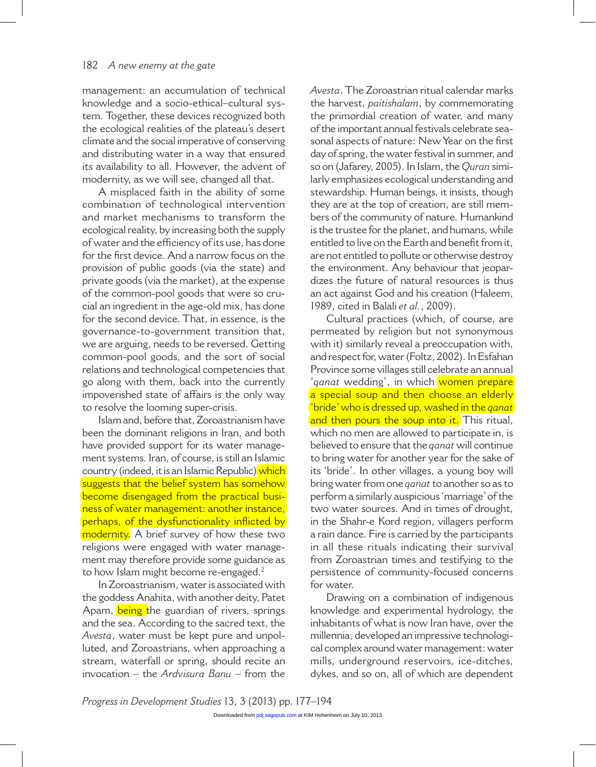management: an accumulation of technical knowledge and a socio-ethical–cultural system. Together, these devices recognized both the ecological realities of the plateau's desert climate and the social imperative of conserving and distributing water in a way that ensured its availability to all. However, the advent of modernity, as we will see, changed all that.

A misplaced faith in the ability of some combination of technological intervention and market mechanisms to transform the ecological reality, by increasing both the supply of water and the efficiency of its use, has done for the first device. And a narrow focus on the provision of public goods (via the state) and private goods (via the market), at the expense of the common-pool goods that were so crucial an ingredient in the age-old mix, has done for the second device. That, in essence, is the governance-to-government transition that, we are arguing, needs to be reversed. Getting common-pool goods, and the sort of social relations and technological competencies that go along with them, back into the currently impoverished state of affairs is the only way to resolve the looming super-crisis.

Islam and, before that, Zoroastrianism have been the dominant religions in Iran, and both have provided support for its water management systems. Iran, of course, is still an Islamic country (indeed, it is an Islamic Republic) which suggests that the belief system has somehow become disengaged from the practical business of water management: another instance, perhaps, of the dysfunctionality inflicted by modernity. A brief survey of how these two religions were engaged with water management may therefore provide some guidance as to how Islam might become re-engaged.[2]

In Zoroastrianism, water is associated with the goddess Anahita, with another deity, Patet Apam, being the guardian of rivers, springs and the sea. According to the sacred text, the *Avesta*, water must be kept pure and unpolluted, and Zoroastrians, when approaching a stream, waterfall or spring, should recite an invocation – the *Ardvisura Banu* – from the *Avesta*. The Zoroastrian ritual calendar marks the harvest, *paitishalam*, by commemorating the primordial creation of water, and many of the important annual festivals celebrate seasonal aspects of nature: New Year on the first day of spring, the water festival in summer, and so on (Jafarey, 2005). In Islam, the *Quran* similarly emphasizes ecological understanding and stewardship. Human beings, it insists, though they are at the top of creation, are still members of the community of nature. Humankind is the trustee for the planet, and humans, while entitled to live on the Earth and benefit from it, are not entitled to pollute or otherwise destroy the environment. Any behaviour that jeopardizes the future of natural resources is thus an act against God and his creation (Haleem, 1989, cited in Balali *et al.*, 2009).

Cultural practices (which, of course, are permeated by religion but not synonymous with it) similarly reveal a preoccupation with, and respect for, water (Foltz, 2002). In Esfahan Province some villages still celebrate an annual '*qanat* wedding', in which women prepare a special soup and then choose an elderly 'bride' who is dressed up, washed in the *qanat* and then pours the soup into it. This ritual, which no men are allowed to participate in, is believed to ensure that the *qanat* will continue to bring water for another year for the sake of its 'bride'. In other villages, a young boy will bring water from one *qanat* to another so as to perform a similarly auspicious 'marriage' of the two water sources. And in times of drought, in the Shahr-e Kord region, villagers perform a rain dance. Fire is carried by the participants in all these rituals indicating their survival from Zoroastrian times and testifying to the persistence of community-focused concerns for water.

Drawing on a combination of indigenous knowledge and experimental hydrology, the inhabitants of what is now Iran have, over the millennia, developed an impressive technological complex around water management: water mills, underground reservoirs, ice-ditches, dykes, and so on, all of which are dependent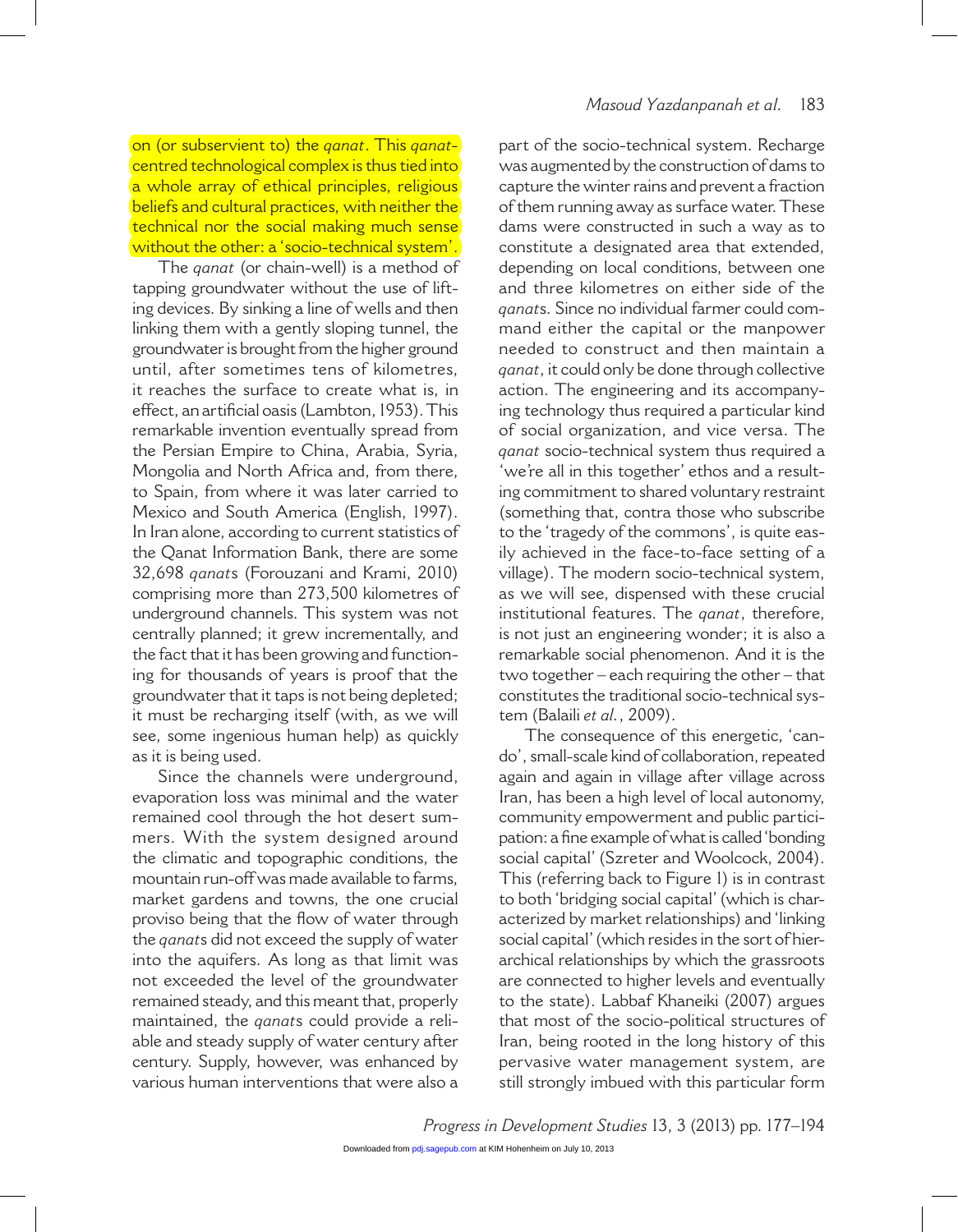on (or subservient to) the *qanat*. This *qanat*-centred technological complex is thus tied into a whole array of ethical principles, religious beliefs and cultural practices, with neither the technical nor the social making much sense without the other: a 'socio-technical system'.

The *qanat* (or chain-well) is a method of tapping groundwater without the use of lifting devices. By sinking a line of wells and then linking them with a gently sloping tunnel, the groundwater is brought from the higher ground until, after sometimes tens of kilometres, it reaches the surface to create what is, in effect, an artificial oasis (Lambton, 1953). This remarkable invention eventually spread from the Persian Empire to China, Arabia, Syria, Mongolia and North Africa and, from there, to Spain, from where it was later carried to Mexico and South America (English, 1997). In Iran alone, according to current statistics of the Qanat Information Bank, there are some 32,698 *qanat*s (Forouzani and Krami, 2010) comprising more than 273,500 kilometres of underground channels. This system was not centrally planned; it grew incrementally, and the fact that it has been growing and functioning for thousands of years is proof that the groundwater that it taps is not being depleted; it must be recharging itself (with, as we will see, some ingenious human help) as quickly as it is being used.

Since the channels were underground, evaporation loss was minimal and the water remained cool through the hot desert summers. With the system designed around the climatic and topographic conditions, the mountain run-off was made available to farms, market gardens and towns, the one crucial proviso being that the flow of water through the *qanat*s did not exceed the supply of water into the aquifers. As long as that limit was not exceeded the level of the groundwater remained steady, and this meant that, properly maintained, the *qanat*s could provide a reliable and steady supply of water century after century. Supply, however, was enhanced by various human interventions that were also a part of the socio-technical system. Recharge was augmented by the construction of dams to capture the winter rains and prevent a fraction of them running away as surface water. These dams were constructed in such a way as to constitute a designated area that extended, depending on local conditions, between one and three kilometres on either side of the *qanat*s. Since no individual farmer could command either the capital or the manpower needed to construct and then maintain a *qanat*, it could only be done through collective action. The engineering and its accompanying technology thus required a particular kind of social organization, and vice versa. The *qanat* socio-technical system thus required a 'we're all in this together' ethos and a resulting commitment to shared voluntary restraint (something that, contra those who subscribe to the 'tragedy of the commons', is quite easily achieved in the face-to-face setting of a village). The modern socio-technical system, as we will see, dispensed with these crucial institutional features. The *qanat*, therefore, is not just an engineering wonder; it is also a remarkable social phenomenon. And it is the two together – each requiring the other – that constitutes the traditional socio-technical system (Balaili *et al.*, 2009).

The consequence of this energetic, 'can-do', small-scale kind of collaboration, repeated again and again in village after village across Iran, has been a high level of local autonomy, community empowerment and public participation: a fine example of what is called 'bonding social capital' (Szreter and Woolcock, 2004). This (referring back to Figure 1) is in contrast to both 'bridging social capital' (which is characterized by market relationships) and 'linking social capital' (which resides in the sort of hierarchical relationships by which the grassroots are connected to higher levels and eventually to the state). Labbaf Khaneiki (2007) argues that most of the socio-political structures of Iran, being rooted in the long history of this pervasive water management system, are still strongly imbued with this particular form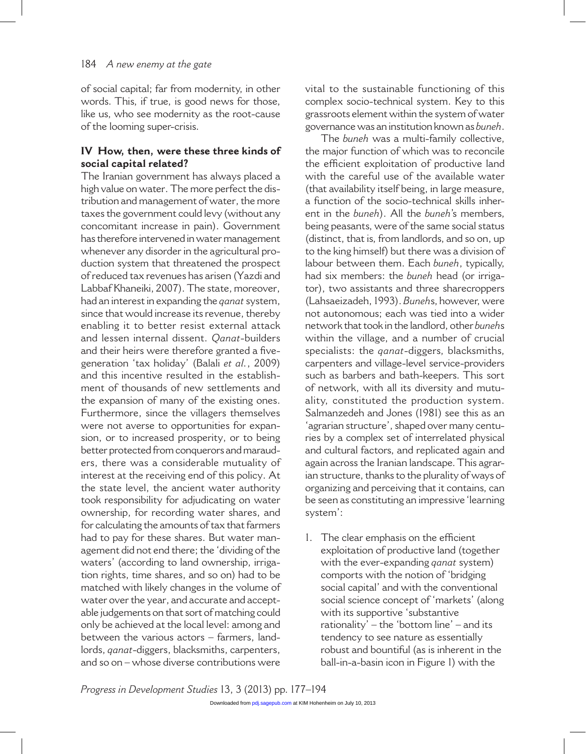of social capital; far from modernity, in other words. This, if true, is good news for those, like us, who see modernity as the root-cause of the looming super-crisis.

## IV How, then, were these three kinds of social capital related?

The Iranian government has always placed a high value on water. The more perfect the distribution and management of water, the more taxes the government could levy (without any concomitant increase in pain). Government has therefore intervened in water management whenever any disorder in the agricultural production system that threatened the prospect of reduced tax revenues has arisen (Yazdi and Labbaf Khaneiki, 2007). The state, moreover, had an interest in expanding the *qanat* system, since that would increase its revenue, thereby enabling it to better resist external attack and lessen internal dissent. *Qanat*-builders and their heirs were therefore granted a five-generation 'tax holiday' (Balali *et al.*, 2009) and this incentive resulted in the establishment of thousands of new settlements and the expansion of many of the existing ones. Furthermore, since the villagers themselves were not averse to opportunities for expansion, or to increased prosperity, or to being better protected from conquerors and marauders, there was a considerable mutuality of interest at the receiving end of this policy. At the state level, the ancient water authority took responsibility for adjudicating on water ownership, for recording water shares, and for calculating the amounts of tax that farmers had to pay for these shares. But water management did not end there; the 'dividing of the waters' (according to land ownership, irrigation rights, time shares, and so on) had to be matched with likely changes in the volume of water over the year, and accurate and acceptable judgements on that sort of matching could only be achieved at the local level: among and between the various actors – farmers, landlords, *qanat*-diggers, blacksmiths, carpenters, and so on – whose diverse contributions were vital to the sustainable functioning of this complex socio-technical system. Key to this grassroots element within the system of water governance was an institution known as *buneh*.

The *buneh* was a multi-family collective, the major function of which was to reconcile the efficient exploitation of productive land with the careful use of the available water (that availability itself being, in large measure, a function of the socio-technical skills inherent in the *buneh*). All the *buneh*'s members, being peasants, were of the same social status (distinct, that is, from landlords, and so on, up to the king himself) but there was a division of labour between them. Each *buneh*, typically, had six members: the *buneh* head (or irrigator), two assistants and three sharecroppers (Lahsaeizadeh, 1993). *Buneh*s, however, were not autonomous; each was tied into a wider network that took in the landlord, other *buneh*s within the village, and a number of crucial specialists: the *qanat*-diggers, blacksmiths, carpenters and village-level service-providers such as barbers and bath-keepers. This sort of network, with all its diversity and mutuality, constituted the production system. Salmanzedeh and Jones (1981) see this as an 'agrarian structure', shaped over many centuries by a complex set of interrelated physical and cultural factors, and replicated again and again across the Iranian landscape. This agrarian structure, thanks to the plurality of ways of organizing and perceiving that it contains, can be seen as constituting an impressive 'learning system':

1. The clear emphasis on the efficient exploitation of productive land (together with the ever-expanding *qanat* system) comports with the notion of 'bridging social capital' and with the conventional social science concept of 'markets' (along with its supportive 'substantive rationality' – the 'bottom line' – and its tendency to see nature as essentially robust and bountiful (as is inherent in the ball-in-a-basin icon in Figure 1) with the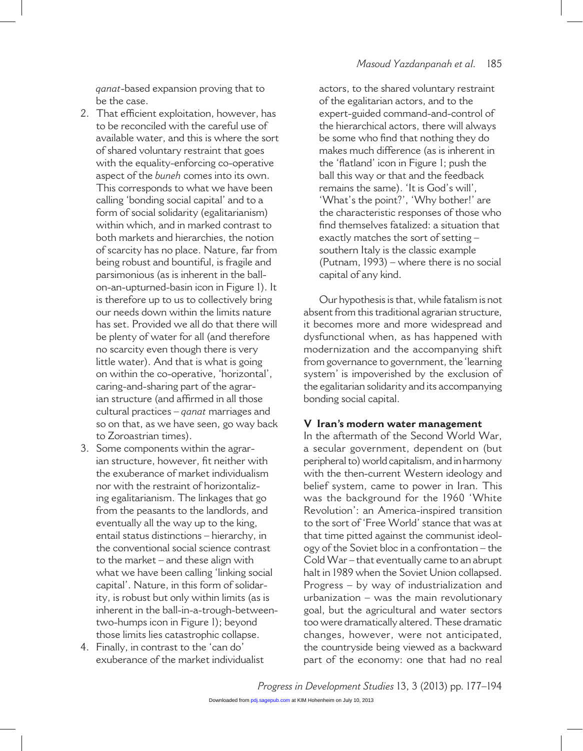*qanat*-based expansion proving that to be the case.

2. That efficient exploitation, however, has to be reconciled with the careful use of available water, and this is where the sort of shared voluntary restraint that goes with the equality-enforcing co-operative aspect of the *buneh* comes into its own. This corresponds to what we have been calling 'bonding social capital' and to a form of social solidarity (egalitarianism) within which, and in marked contrast to both markets and hierarchies, the notion of scarcity has no place. Nature, far from being robust and bountiful, is fragile and parsimonious (as is inherent in the ball-on-an-upturned-basin icon in Figure 1). It is therefore up to us to collectively bring our needs down within the limits nature has set. Provided we all do that there will be plenty of water for all (and therefore no scarcity even though there is very little water). And that is what is going on within the co-operative, 'horizontal', caring-and-sharing part of the agrarian structure (and affirmed in all those cultural practices – *qanat* marriages and so on that, as we have seen, go way back to Zoroastrian times).
3. Some components within the agrarian structure, however, fit neither with the exuberance of market individualism nor with the restraint of horizontalizing egalitarianism. The linkages that go from the peasants to the landlords, and eventually all the way up to the king, entail status distinctions – hierarchy, in the conventional social science contrast to the market – and these align with what we have been calling 'linking social capital'. Nature, in this form of solidarity, is robust but only within limits (as is inherent in the ball-in-a-trough-between-two-humps icon in Figure 1); beyond those limits lies catastrophic collapse.
4. Finally, in contrast to the 'can do' exuberance of the market individualist actors, to the shared voluntary restraint of the egalitarian actors, and to the expert-guided command-and-control of the hierarchical actors, there will always be some who find that nothing they do makes much difference (as is inherent in the 'flatland' icon in Figure 1; push the ball this way or that and the feedback remains the same). 'It is God's will', 'What's the point?', 'Why bother!' are the characteristic responses of those who find themselves fatalized: a situation that exactly matches the sort of setting – southern Italy is the classic example (Putnam, 1993) – where there is no social capital of any kind.

Our hypothesis is that, while fatalism is not absent from this traditional agrarian structure, it becomes more and more widespread and dysfunctional when, as has happened with modernization and the accompanying shift from governance to government, the 'learning system' is impoverished by the exclusion of the egalitarian solidarity and its accompanying bonding social capital.

## V Iran's modern water management

In the aftermath of the Second World War, a secular government, dependent on (but peripheral to) world capitalism, and in harmony with the then-current Western ideology and belief system, came to power in Iran. This was the background for the 1960 'White Revolution': an America-inspired transition to the sort of 'Free World' stance that was at that time pitted against the communist ideology of the Soviet bloc in a confrontation – the Cold War – that eventually came to an abrupt halt in 1989 when the Soviet Union collapsed. Progress – by way of industrialization and urbanization – was the main revolutionary goal, but the agricultural and water sectors too were dramatically altered. These dramatic changes, however, were not anticipated, the countryside being viewed as a backward part of the economy: one that had no real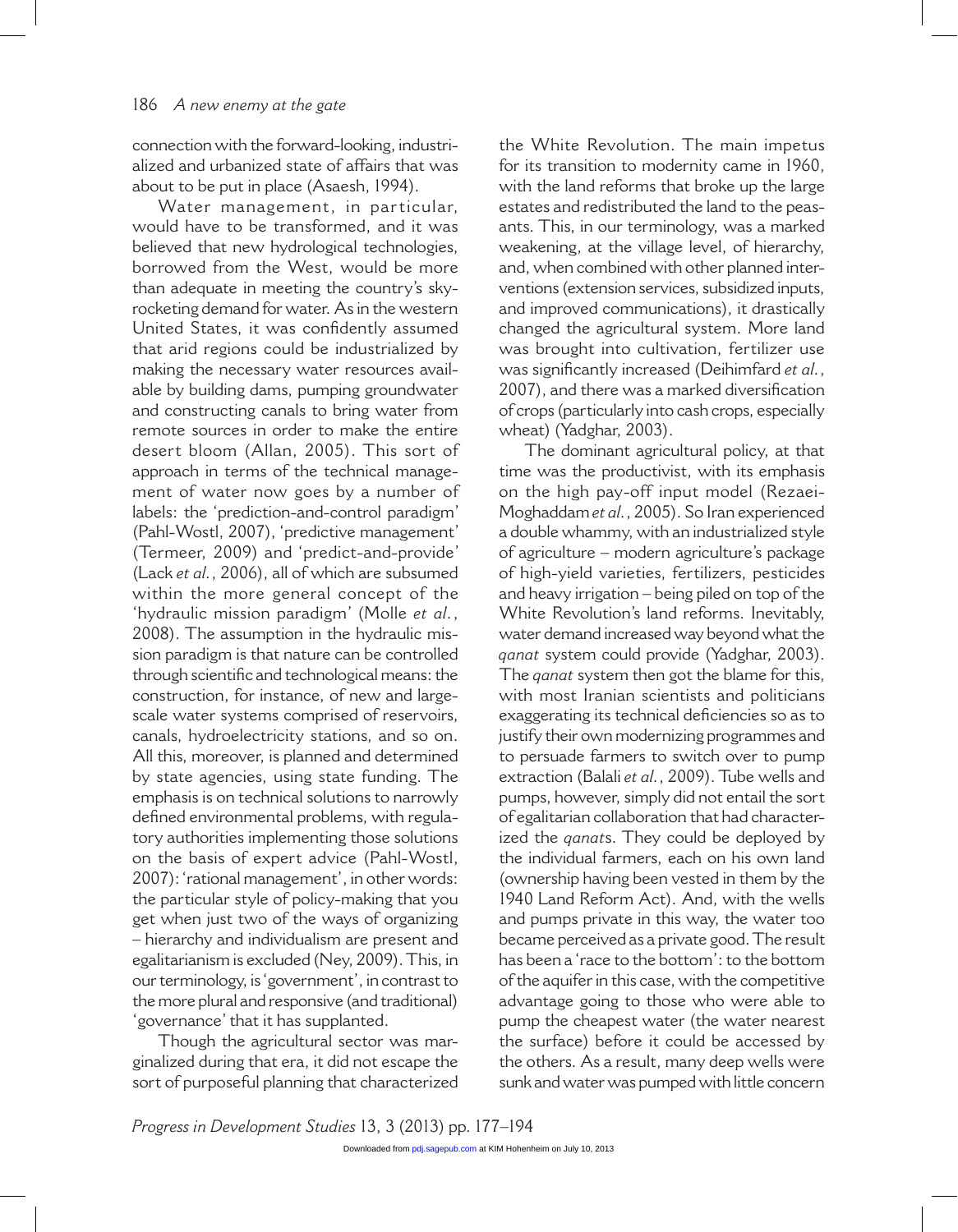connection with the forward-looking, industrialized and urbanized state of affairs that was about to be put in place (Asaesh, 1994).

Water management, in particular, would have to be transformed, and it was believed that new hydrological technologies, borrowed from the West, would be more than adequate in meeting the country's skyrocketing demand for water. As in the western United States, it was confidently assumed that arid regions could be industrialized by making the necessary water resources available by building dams, pumping groundwater and constructing canals to bring water from remote sources in order to make the entire desert bloom (Allan, 2005). This sort of approach in terms of the technical management of water now goes by a number of labels: the 'prediction-and-control paradigm' (Pahl-Wostl, 2007), 'predictive management' (Termeer, 2009) and 'predict-and-provide' (Lack *et al.*, 2006), all of which are subsumed within the more general concept of the 'hydraulic mission paradigm' (Molle *et al.*, 2008). The assumption in the hydraulic mission paradigm is that nature can be controlled through scientific and technological means: the construction, for instance, of new and large-scale water systems comprised of reservoirs, canals, hydroelectricity stations, and so on. All this, moreover, is planned and determined by state agencies, using state funding. The emphasis is on technical solutions to narrowly defined environmental problems, with regulatory authorities implementing those solutions on the basis of expert advice (Pahl-Wostl, 2007): 'rational management', in other words: the particular style of policy-making that you get when just two of the ways of organizing – hierarchy and individualism are present and egalitarianism is excluded (Ney, 2009). This, in our terminology, is 'government', in contrast to the more plural and responsive (and traditional) 'governance' that it has supplanted.

Though the agricultural sector was marginalized during that era, it did not escape the sort of purposeful planning that characterized the White Revolution. The main impetus for its transition to modernity came in 1960, with the land reforms that broke up the large estates and redistributed the land to the peasants. This, in our terminology, was a marked weakening, at the village level, of hierarchy, and, when combined with other planned interventions (extension services, subsidized inputs, and improved communications), it drastically changed the agricultural system. More land was brought into cultivation, fertilizer use was significantly increased (Deihimfard *et al.*, 2007), and there was a marked diversification of crops (particularly into cash crops, especially wheat) (Yadghar, 2003).

The dominant agricultural policy, at that time was the productivist, with its emphasis on the high pay-off input model (Rezaei-Moghaddam *et al.*, 2005). So Iran experienced a double whammy, with an industrialized style of agriculture – modern agriculture's package of high-yield varieties, fertilizers, pesticides and heavy irrigation – being piled on top of the White Revolution's land reforms. Inevitably, water demand increased way beyond what the *qanat* system could provide (Yadghar, 2003). The *qanat* system then got the blame for this, with most Iranian scientists and politicians exaggerating its technical deficiencies so as to justify their own modernizing programmes and to persuade farmers to switch over to pump extraction (Balali *et al.*, 2009). Tube wells and pumps, however, simply did not entail the sort of egalitarian collaboration that had characterized the *qanat*s. They could be deployed by the individual farmers, each on his own land (ownership having been vested in them by the 1940 Land Reform Act). And, with the wells and pumps private in this way, the water too became perceived as a private good. The result has been a 'race to the bottom': to the bottom of the aquifer in this case, with the competitive advantage going to those who were able to pump the cheapest water (the water nearest the surface) before it could be accessed by the others. As a result, many deep wells were sunk and water was pumped with little concern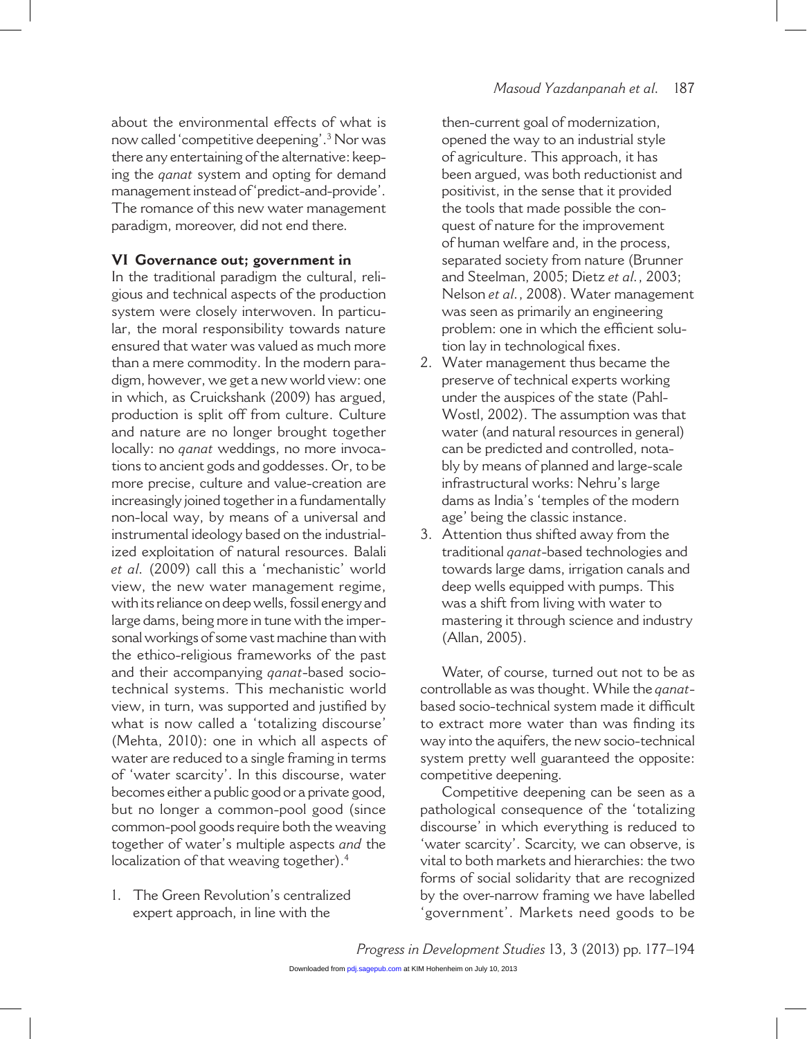about the environmental effects of what is now called 'competitive deepening'.[3] Nor was there any entertaining of the alternative: keeping the *qanat* system and opting for demand management instead of 'predict-and-provide'. The romance of this new water management paradigm, moreover, did not end there.

## VI Governance out; government in

In the traditional paradigm the cultural, religious and technical aspects of the production system were closely interwoven. In particular, the moral responsibility towards nature ensured that water was valued as much more than a mere commodity. In the modern paradigm, however, we get a new world view: one in which, as Cruickshank (2009) has argued, production is split off from culture. Culture and nature are no longer brought together locally: no *qanat* weddings, no more invocations to ancient gods and goddesses. Or, to be more precise, culture and value-creation are increasingly joined together in a fundamentally non-local way, by means of a universal and instrumental ideology based on the industrialized exploitation of natural resources. Balali *et al*. (2009) call this a 'mechanistic' world view, the new water management regime, with its reliance on deep wells, fossil energy and large dams, being more in tune with the impersonal workings of some vast machine than with the ethico-religious frameworks of the past and their accompanying *qanat*-based socio-technical systems. This mechanistic world view, in turn, was supported and justified by what is now called a 'totalizing discourse' (Mehta, 2010): one in which all aspects of water are reduced to a single framing in terms of 'water scarcity'. In this discourse, water becomes either a public good or a private good, but no longer a common-pool good (since common-pool goods require both the weaving together of water's multiple aspects *and* the localization of that weaving together).[4]

1. The Green Revolution's centralized expert approach, in line with the then-current goal of modernization, opened the way to an industrial style of agriculture. This approach, it has been argued, was both reductionist and positivist, in the sense that it provided the tools that made possible the conquest of nature for the improvement of human welfare and, in the process, separated society from nature (Brunner and Steelman, 2005; Dietz *et al.*, 2003; Nelson *et al.*, 2008). Water management was seen as primarily an engineering problem: one in which the efficient solution lay in technological fixes.
2. Water management thus became the preserve of technical experts working under the auspices of the state (Pahl-Wostl, 2002). The assumption was that water (and natural resources in general) can be predicted and controlled, notably by means of planned and large-scale infrastructural works: Nehru's large dams as India's 'temples of the modern age' being the classic instance.
3. Attention thus shifted away from the traditional *qanat*-based technologies and towards large dams, irrigation canals and deep wells equipped with pumps. This was a shift from living with water to mastering it through science and industry (Allan, 2005).

Water, of course, turned out not to be as controllable as was thought. While the *qanat*-based socio-technical system made it difficult to extract more water than was finding its way into the aquifers, the new socio-technical system pretty well guaranteed the opposite: competitive deepening.

Competitive deepening can be seen as a pathological consequence of the 'totalizing discourse' in which everything is reduced to 'water scarcity'. Scarcity, we can observe, is vital to both markets and hierarchies: the two forms of social solidarity that are recognized by the over-narrow framing we have labelled 'government'. Markets need goods to be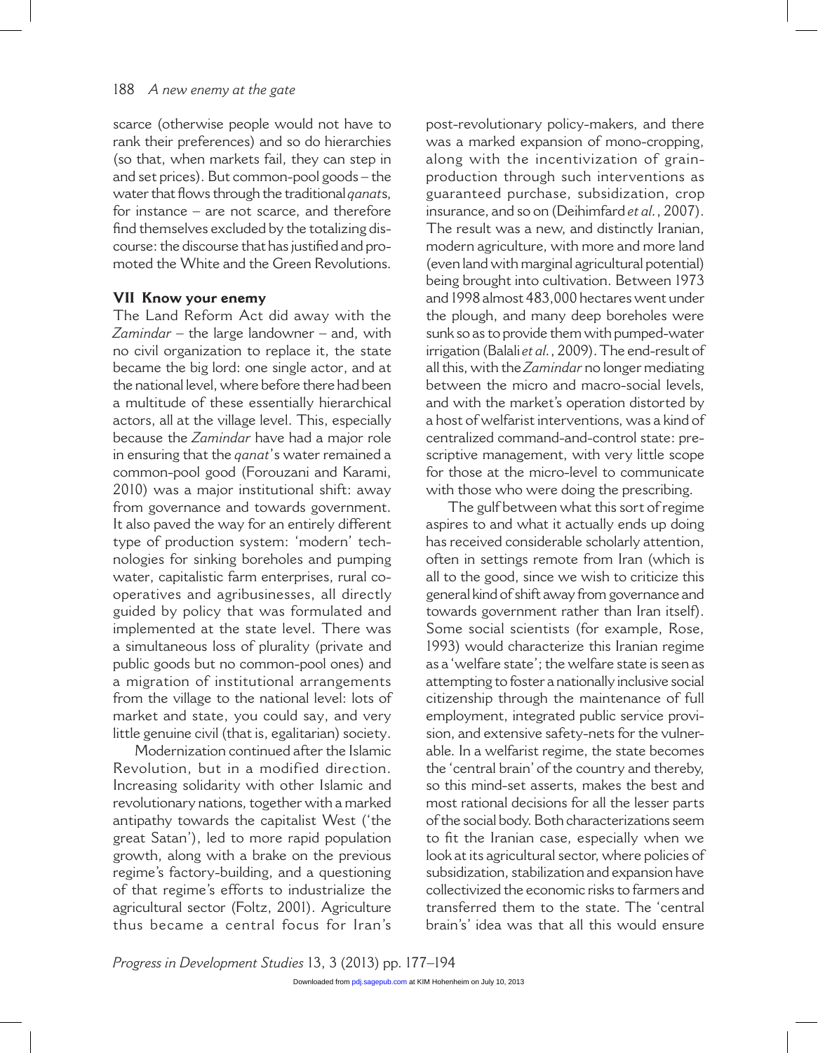scarce (otherwise people would not have to rank their preferences) and so do hierarchies (so that, when markets fail, they can step in and set prices). But common-pool goods – the water that flows through the traditional *qanat*s, for instance – are not scarce, and therefore find themselves excluded by the totalizing discourse: the discourse that has justified and promoted the White and the Green Revolutions.

## VII Know your enemy

The Land Reform Act did away with the *Zamindar* – the large landowner – and, with no civil organization to replace it, the state became the big lord: one single actor, and at the national level, where before there had been a multitude of these essentially hierarchical actors, all at the village level. This, especially because the *Zamindar* have had a major role in ensuring that the *qanat*'s water remained a common-pool good (Forouzani and Karami, 2010) was a major institutional shift: away from governance and towards government. It also paved the way for an entirely different type of production system: 'modern' technologies for sinking boreholes and pumping water, capitalistic farm enterprises, rural co-operatives and agribusinesses, all directly guided by policy that was formulated and implemented at the state level. There was a simultaneous loss of plurality (private and public goods but no common-pool ones) and a migration of institutional arrangements from the village to the national level: lots of market and state, you could say, and very little genuine civil (that is, egalitarian) society.

Modernization continued after the Islamic Revolution, but in a modified direction. Increasing solidarity with other Islamic and revolutionary nations, together with a marked antipathy towards the capitalist West ('the great Satan'), led to more rapid population growth, along with a brake on the previous regime's factory-building, and a questioning of that regime's efforts to industrialize the agricultural sector (Foltz, 2001). Agriculture thus became a central focus for Iran's post-revolutionary policy-makers, and there was a marked expansion of mono-cropping, along with the incentivization of grain-production through such interventions as guaranteed purchase, subsidization, crop insurance, and so on (Deihimfard *et al.*, 2007). The result was a new, and distinctly Iranian, modern agriculture, with more and more land (even land with marginal agricultural potential) being brought into cultivation. Between 1973 and 1998 almost 483,000 hectares went under the plough, and many deep boreholes were sunk so as to provide them with pumped-water irrigation (Balali *et al.*, 2009). The end-result of all this, with the *Zamindar* no longer mediating between the micro and macro-social levels, and with the market's operation distorted by a host of welfarist interventions, was a kind of centralized command-and-control state: prescriptive management, with very little scope for those at the micro-level to communicate with those who were doing the prescribing.

The gulf between what this sort of regime aspires to and what it actually ends up doing has received considerable scholarly attention, often in settings remote from Iran (which is all to the good, since we wish to criticize this general kind of shift away from governance and towards government rather than Iran itself). Some social scientists (for example, Rose, 1993) would characterize this Iranian regime as a 'welfare state'; the welfare state is seen as attempting to foster a nationally inclusive social citizenship through the maintenance of full employment, integrated public service provision, and extensive safety-nets for the vulnerable. In a welfarist regime, the state becomes the 'central brain' of the country and thereby, so this mind-set asserts, makes the best and most rational decisions for all the lesser parts of the social body. Both characterizations seem to fit the Iranian case, especially when we look at its agricultural sector, where policies of subsidization, stabilization and expansion have collectivized the economic risks to farmers and transferred them to the state. The 'central brain's' idea was that all this would ensure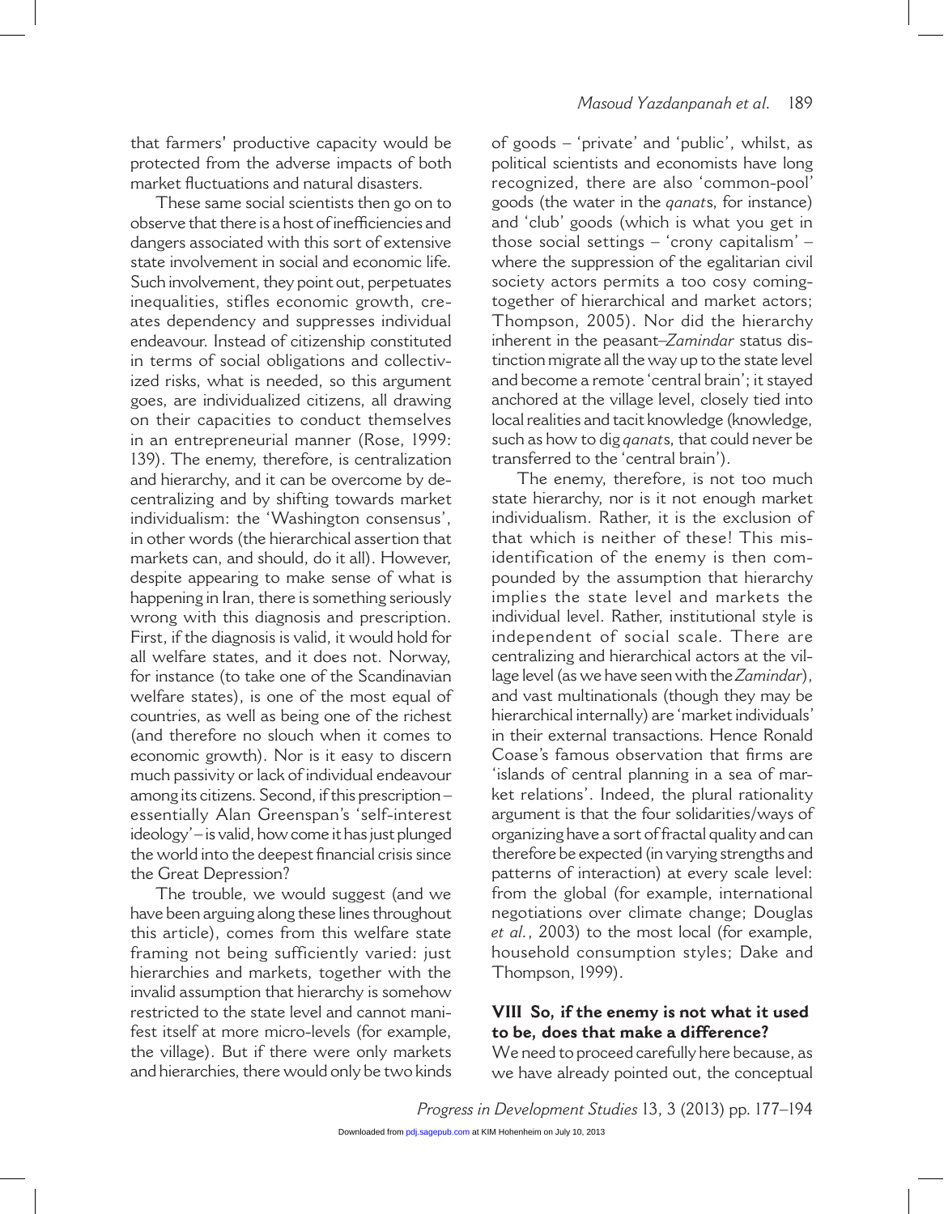that farmers' productive capacity would be protected from the adverse impacts of both market fluctuations and natural disasters.

These same social scientists then go on to observe that there is a host of inefficiencies and dangers associated with this sort of extensive state involvement in social and economic life. Such involvement, they point out, perpetuates inequalities, stifles economic growth, creates dependency and suppresses individual endeavour. Instead of citizenship constituted in terms of social obligations and collectivized risks, what is needed, so this argument goes, are individualized citizens, all drawing on their capacities to conduct themselves in an entrepreneurial manner (Rose, 1999: 139). The enemy, therefore, is centralization and hierarchy, and it can be overcome by decentralizing and by shifting towards market individualism: the 'Washington consensus', in other words (the hierarchical assertion that markets can, and should, do it all). However, despite appearing to make sense of what is happening in Iran, there is something seriously wrong with this diagnosis and prescription. First, if the diagnosis is valid, it would hold for all welfare states, and it does not. Norway, for instance (to take one of the Scandinavian welfare states), is one of the most equal of countries, as well as being one of the richest (and therefore no slouch when it comes to economic growth). Nor is it easy to discern much passivity or lack of individual endeavour among its citizens. Second, if this prescription – essentially Alan Greenspan's 'self-interest ideology' – is valid, how come it has just plunged the world into the deepest financial crisis since the Great Depression?

The trouble, we would suggest (and we have been arguing along these lines throughout this article), comes from this welfare state framing not being sufficiently varied: just hierarchies and markets, together with the invalid assumption that hierarchy is somehow restricted to the state level and cannot manifest itself at more micro-levels (for example, the village). But if there were only markets and hierarchies, there would only be two kinds of goods – 'private' and 'public', whilst, as political scientists and economists have long recognized, there are also 'common-pool' goods (the water in the *qanat*s, for instance) and 'club' goods (which is what you get in those social settings – 'crony capitalism' – where the suppression of the egalitarian civil society actors permits a too cosy coming-together of hierarchical and market actors; Thompson, 2005). Nor did the hierarchy inherent in the peasant–*Zamindar* status distinction migrate all the way up to the state level and become a remote 'central brain'; it stayed anchored at the village level, closely tied into local realities and tacit knowledge (knowledge, such as how to dig *qanat*s, that could never be transferred to the 'central brain').

The enemy, therefore, is not too much state hierarchy, nor is it not enough market individualism. Rather, it is the exclusion of that which is neither of these! This misidentification of the enemy is then compounded by the assumption that hierarchy implies the state level and markets the individual level. Rather, institutional style is independent of social scale. There are centralizing and hierarchical actors at the village level (as we have seen with the *Zamindar*), and vast multinationals (though they may be hierarchical internally) are 'market individuals' in their external transactions. Hence Ronald Coase's famous observation that firms are 'islands of central planning in a sea of market relations'. Indeed, the plural rationality argument is that the four solidarities/ways of organizing have a sort of fractal quality and can therefore be expected (in varying strengths and patterns of interaction) at every scale level: from the global (for example, international negotiations over climate change; Douglas *et al.*, 2003) to the most local (for example, household consumption styles; Dake and Thompson, 1999).

## VIII So, if the enemy is not what it used to be, does that make a difference?

We need to proceed carefully here because, as we have already pointed out, the conceptual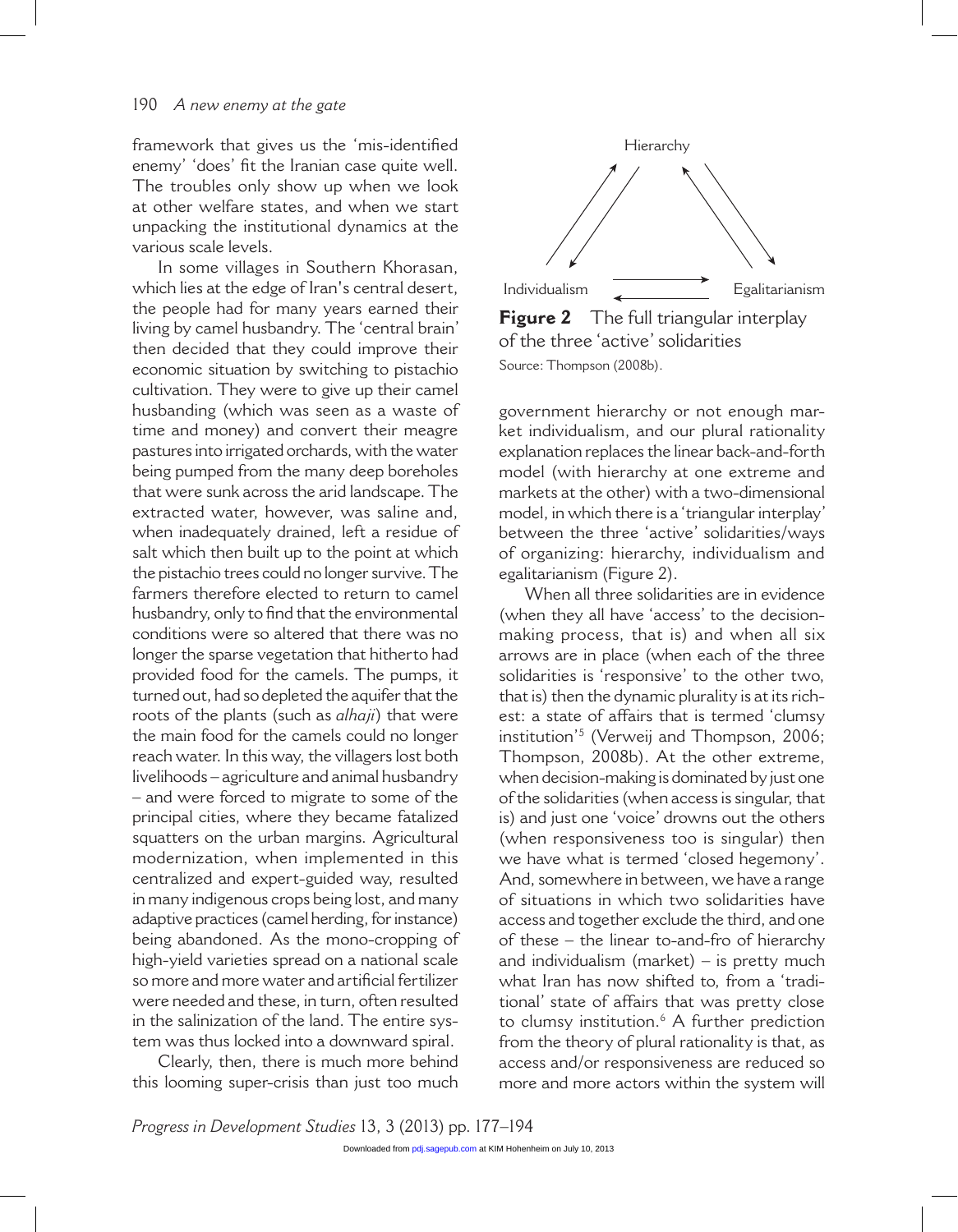framework that gives us the 'mis-identified enemy' 'does' fit the Iranian case quite well. The troubles only show up when we look at other welfare states, and when we start unpacking the institutional dynamics at the various scale levels.

In some villages in Southern Khorasan, which lies at the edge of Iran's central desert, the people had for many years earned their living by camel husbandry. The 'central brain' then decided that they could improve their economic situation by switching to pistachio cultivation. They were to give up their camel husbanding (which was seen as a waste of time and money) and convert their meagre pastures into irrigated orchards, with the water being pumped from the many deep boreholes that were sunk across the arid landscape. The extracted water, however, was saline and, when inadequately drained, left a residue of salt which then built up to the point at which the pistachio trees could no longer survive. The farmers therefore elected to return to camel husbandry, only to find that the environmental conditions were so altered that there was no longer the sparse vegetation that hitherto had provided food for the camels. The pumps, it turned out, had so depleted the aquifer that the roots of the plants (such as *alhaji*) that were the main food for the camels could no longer reach water. In this way, the villagers lost both livelihoods – agriculture and animal husbandry – and were forced to migrate to some of the principal cities, where they became fatalized squatters on the urban margins. Agricultural modernization, when implemented in this centralized and expert-guided way, resulted in many indigenous crops being lost, and many adaptive practices (camel herding, for instance) being abandoned. As the mono-cropping of high-yield varieties spread on a national scale so more and more water and artificial fertilizer were needed and these, in turn, often resulted in the salinization of the land. The entire system was thus locked into a downward spiral.

Clearly, then, there is much more behind this looming super-crisis than just too much government hierarchy or not enough market individualism, and our plural rationality explanation replaces the linear back-and-forth model (with hierarchy at one extreme and markets at the other) with a two-dimensional model, in which there is a 'triangular interplay' between the three 'active' solidarities/ways of organizing: hierarchy, individualism and egalitarianism (Figure 2).

Hierarchy

Individualism Egalitarianism

**Figure 2** The full triangular interplay of the three 'active' solidarities
Source: Thompson (2008b).

When all three solidarities are in evidence (when they all have 'access' to the decision-making process, that is) and when all six arrows are in place (when each of the three solidarities is 'responsive' to the other two, that is) then the dynamic plurality is at its richest: a state of affairs that is termed 'clumsy institution'[5] (Verweij and Thompson, 2006; Thompson, 2008b). At the other extreme, when decision-making is dominated by just one of the solidarities (when access is singular, that is) and just one 'voice' drowns out the others (when responsiveness too is singular) then we have what is termed 'closed hegemony'. And, somewhere in between, we have a range of situations in which two solidarities have access and together exclude the third, and one of these – the linear to-and-fro of hierarchy and individualism (market) – is pretty much what Iran has now shifted to, from a 'traditional' state of affairs that was pretty close to clumsy institution.[6] A further prediction from the theory of plural rationality is that, as access and/or responsiveness are reduced so more and more actors within the system will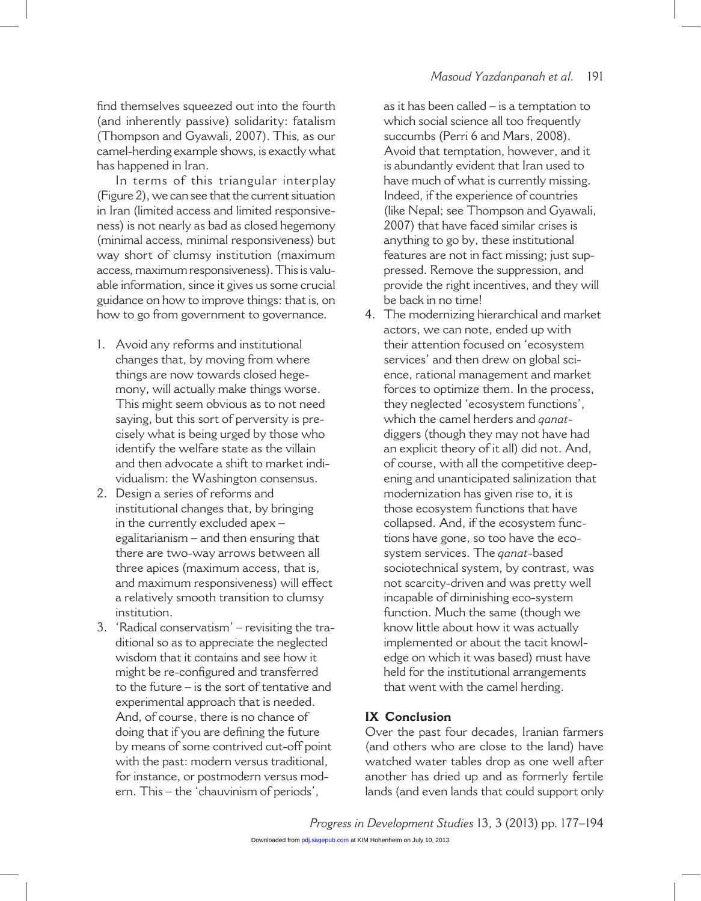find themselves squeezed out into the fourth (and inherently passive) solidarity: fatalism (Thompson and Gyawali, 2007). This, as our camel-herding example shows, is exactly what has happened in Iran.

In terms of this triangular interplay (Figure 2), we can see that the current situation in Iran (limited access and limited responsiveness) is not nearly as bad as closed hegemony (minimal access, minimal responsiveness) but way short of clumsy institution (maximum access, maximum responsiveness). This is valuable information, since it gives us some crucial guidance on how to improve things: that is, on how to go from government to governance.

1. Avoid any reforms and institutional changes that, by moving from where things are now towards closed hegemony, will actually make things worse. This might seem obvious as to not need saying, but this sort of perversity is precisely what is being urged by those who identify the welfare state as the villain and then advocate a shift to market individualism: the Washington consensus.
2. Design a series of reforms and institutional changes that, by bringing in the currently excluded apex – egalitarianism – and then ensuring that there are two-way arrows between all three apices (maximum access, that is, and maximum responsiveness) will effect a relatively smooth transition to clumsy institution.
3. 'Radical conservatism' – revisiting the traditional so as to appreciate the neglected wisdom that it contains and see how it might be re-configured and transferred to the future – is the sort of tentative and experimental approach that is needed. And, of course, there is no chance of doing that if you are defining the future by means of some contrived cut-off point with the past: modern versus traditional, for instance, or postmodern versus modern. This – the 'chauvinism of periods', as it has been called – is a temptation to which social science all too frequently succumbs (Perri 6 and Mars, 2008). Avoid that temptation, however, and it is abundantly evident that Iran used to have much of what is currently missing. Indeed, if the experience of countries (like Nepal; see Thompson and Gyawali, 2007) that have faced similar crises is anything to go by, these institutional features are not in fact missing; just suppressed. Remove the suppression, and provide the right incentives, and they will be back in no time!
4. The modernizing hierarchical and market actors, we can note, ended up with their attention focused on 'ecosystem services' and then drew on global science, rational management and market forces to optimize them. In the process, they neglected 'ecosystem functions', which the camel herders and *qanat*-diggers (though they may not have had an explicit theory of it all) did not. And, of course, with all the competitive deepening and unanticipated salinization that modernization has given rise to, it is those ecosystem functions that have collapsed. And, if the ecosystem functions have gone, so too have the ecosystem services. The *qanat*-based sociotechnical system, by contrast, was not scarcity-driven and was pretty well incapable of diminishing eco-system function. Much the same (though we know little about how it was actually implemented or about the tacit knowledge on which it was based) must have held for the institutional arrangements that went with the camel herding.

## IX Conclusion

Over the past four decades, Iranian farmers (and others who are close to the land) have watched water tables drop as one well after another has dried up and as formerly fertile lands (and even lands that could support only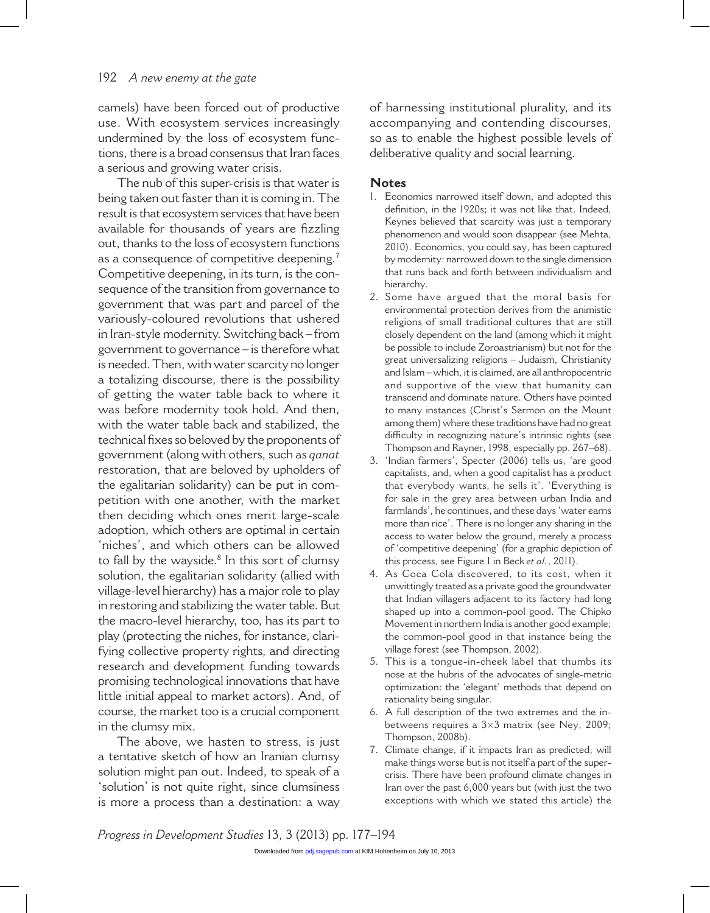camels) have been forced out of productive use. With ecosystem services increasingly undermined by the loss of ecosystem functions, there is a broad consensus that Iran faces a serious and growing water crisis.

The nub of this super-crisis is that water is being taken out faster than it is coming in. The result is that ecosystem services that have been available for thousands of years are fizzling out, thanks to the loss of ecosystem functions as a consequence of competitive deepening.[7] Competitive deepening, in its turn, is the consequence of the transition from governance to government that was part and parcel of the variously-coloured revolutions that ushered in Iran-style modernity. Switching back – from government to governance – is therefore what is needed. Then, with water scarcity no longer a totalizing discourse, there is the possibility of getting the water table back to where it was before modernity took hold. And then, with the water table back and stabilized, the technical fixes so beloved by the proponents of government (along with others, such as *qanat* restoration, that are beloved by upholders of the egalitarian solidarity) can be put in competition with one another, with the market then deciding which ones merit large-scale adoption, which others are optimal in certain 'niches', and which others can be allowed to fall by the wayside.[8] In this sort of clumsy solution, the egalitarian solidarity (allied with village-level hierarchy) has a major role to play in restoring and stabilizing the water table. But the macro-level hierarchy, too, has its part to play (protecting the niches, for instance, clarifying collective property rights, and directing research and development funding towards promising technological innovations that have little initial appeal to market actors). And, of course, the market too is a crucial component in the clumsy mix.

The above, we hasten to stress, is just a tentative sketch of how an Iranian clumsy solution might pan out. Indeed, to speak of a 'solution' is not quite right, since clumsiness is more a process than a destination: a way of harnessing institutional plurality, and its accompanying and contending discourses, so as to enable the highest possible levels of deliberative quality and social learning.

## Notes

1. Economics narrowed itself down, and adopted this definition, in the 1920s; it was not like that. Indeed, Keynes believed that scarcity was just a temporary phenomenon and would soon disappear (see Mehta, 2010). Economics, you could say, has been captured by modernity: narrowed down to the single dimension that runs back and forth between individualism and hierarchy.
2. Some have argued that the moral basis for environmental protection derives from the animistic religions of small traditional cultures that are still closely dependent on the land (among which it might be possible to include Zoroastrianism) but not for the great universalizing religions – Judaism, Christianity and Islam – which, it is claimed, are all anthropocentric and supportive of the view that humanity can transcend and dominate nature. Others have pointed to many instances (Christ's Sermon on the Mount among them) where these traditions have had no great difficulty in recognizing nature's intrinsic rights (see Thompson and Rayner, 1998, especially pp. 267–68).
3. 'Indian farmers', Specter (2006) tells us, 'are good capitalists, and, when a good capitalist has a product that everybody wants, he sells it'. 'Everything is for sale in the grey area between urban India and farmlands', he continues, and these days 'water earns more than rice'. There is no longer any sharing in the access to water below the ground, merely a process of 'competitive deepening' (for a graphic depiction of this process, see Figure 1 in Beck *et al.*, 2011).
4. As Coca Cola discovered, to its cost, when it unwittingly treated as a private good the groundwater that Indian villagers adjacent to its factory had long shaped up into a common-pool good. The Chipko Movement in northern India is another good example; the common-pool good in that instance being the village forest (see Thompson, 2002).
5. This is a tongue-in-cheek label that thumbs its nose at the hubris of the advocates of single-metric optimization: the 'elegant' methods that depend on rationality being singular.
6. A full description of the two extremes and the in-betweens requires a 3×3 matrix (see Ney, 2009; Thompson, 2008b).
7. Climate change, if it impacts Iran as predicted, will make things worse but is not itself a part of the super-crisis. There have been profound climate changes in Iran over the past 6,000 years but (with just the two exceptions with which we stated this article) the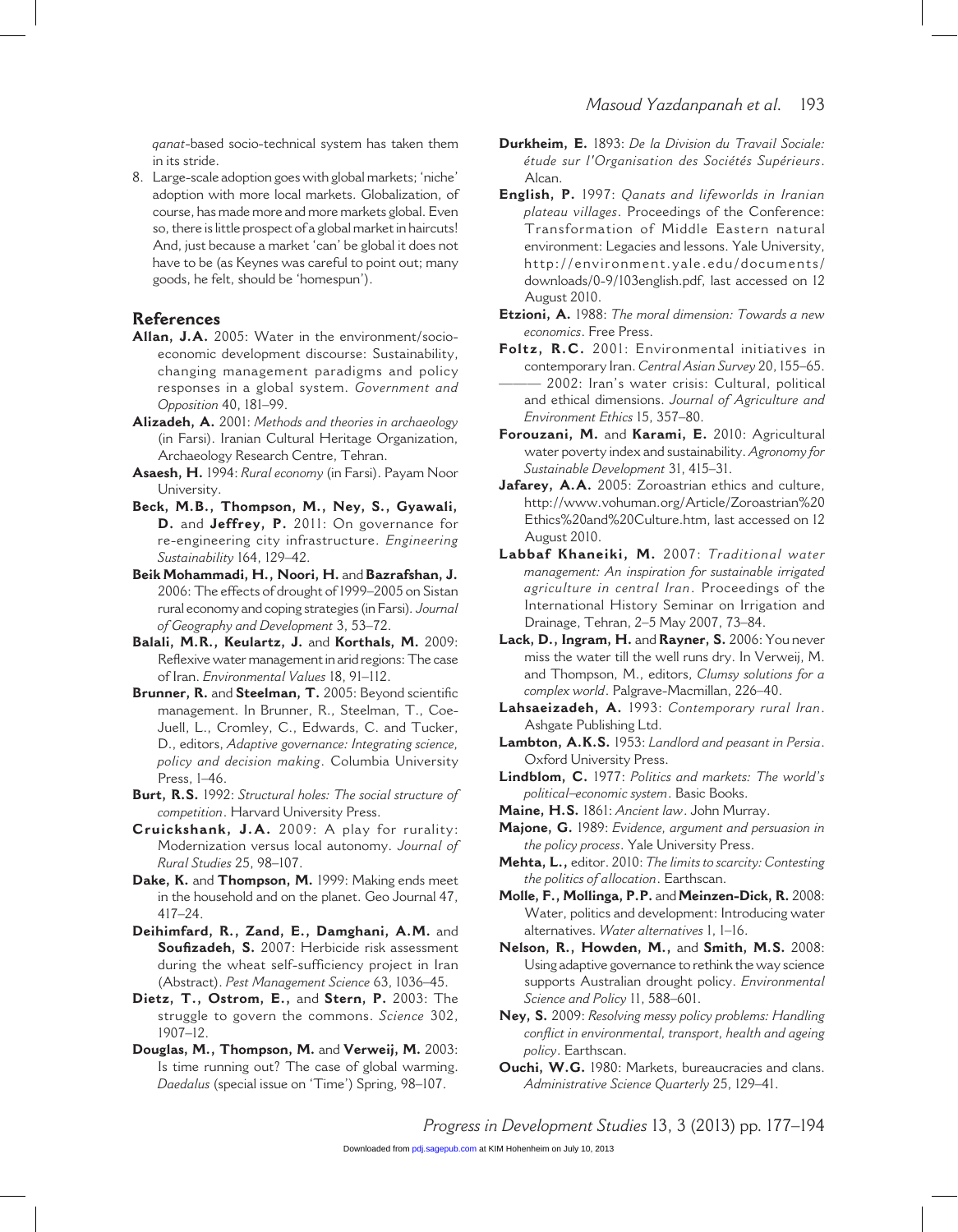*qanat*-based socio-technical system has taken them in its stride.

8. Large-scale adoption goes with global markets; 'niche' adoption with more local markets. Globalization, of course, has made more and more markets global. Even so, there is little prospect of a global market in haircuts! And, just because a market 'can' be global it does not have to be (as Keynes was careful to point out; many goods, he felt, should be 'homespun').

## References

**Allan, J.A.** 2005: Water in the environment/socio-economic development discourse: Sustainability, changing management paradigms and policy responses in a global system. *Government and Opposition* 40, 181–99.

**Alizadeh, A.** 2001: *Methods and theories in archaeology* (in Farsi). Iranian Cultural Heritage Organization, Archaeology Research Centre, Tehran.

**Asaesh, H.** 1994: *Rural economy* (in Farsi). Payam Noor University.

**Beck, M.B., Thompson, M., Ney, S., Gyawali, D.** and **Jeffrey, P.** 2011: On governance for re-engineering city infrastructure. *Engineering Sustainability* 164, 129–42.

**Beik Mohammadi, H., Noori, H.** and **Bazrafshan, J.** 2006: The effects of drought of 1999–2005 on Sistan rural economy and coping strategies (in Farsi). *Journal of Geography and Development* 3, 53–72.

**Balali, M.R., Keulartz, J.** and **Korthals, M.** 2009: Reflexive water management in arid regions: The case of Iran. *Environmental Values* 18, 91–112.

**Brunner, R.** and **Steelman, T.** 2005: Beyond scientific management. In Brunner, R., Steelman, T., Coe-Juell, L., Cromley, C., Edwards, C. and Tucker, D., editors, *Adaptive governance: Integrating science, policy and decision making*. Columbia University Press, 1–46.

**Burt, R.S.** 1992: *Structural holes: The social structure of competition*. Harvard University Press.

**Cruickshank, J.A.** 2009: A play for rurality: Modernization versus local autonomy. *Journal of Rural Studies* 25, 98–107.

**Dake, K.** and **Thompson, M.** 1999: Making ends meet in the household and on the planet. Geo Journal 47, 417–24.

**Deihimfard, R., Zand, E., Damghani, A.M.** and **Soufizadeh, S.** 2007: Herbicide risk assessment during the wheat self-sufficiency project in Iran (Abstract). *Pest Management Science* 63, 1036–45.

**Dietz, T., Ostrom, E.,** and **Stern, P.** 2003: The struggle to govern the commons. *Science* 302, 1907–12.

**Douglas, M., Thompson, M.** and **Verweij, M.** 2003: Is time running out? The case of global warming. *Daedalus* (special issue on 'Time') Spring, 98–107.

**Durkheim, E.** 1893: *De la Division du Travail Sociale: étude sur l'Organisation des Sociétés Supérieurs*. Alcan.

**English, P.** 1997: *Qanats and lifeworlds in Iranian plateau villages*. Proceedings of the Conference: Transformation of Middle Eastern natural environment: Legacies and lessons. Yale University, http://environment.yale.edu/documents/downloads/0-9/103english.pdf, last accessed on 12 August 2010.

**Etzioni, A.** 1988: *The moral dimension: Towards a new economics*. Free Press.

**Foltz, R.C.** 2001: Environmental initiatives in contemporary Iran. *Central Asian Survey* 20, 155–65.

——— 2002: Iran's water crisis: Cultural, political and ethical dimensions. *Journal of Agriculture and Environment Ethics* 15, 357–80.

**Forouzani, M.** and **Karami, E.** 2010: Agricultural water poverty index and sustainability. *Agronomy for Sustainable Development* 31, 415–31.

**Jafarey, A.A.** 2005: Zoroastrian ethics and culture, http://www.vohuman.org/Article/Zoroastrian%20Ethics%20and%20Culture.htm, last accessed on 12 August 2010.

**Labbaf Khaneiki, M.** 2007: *Traditional water management: An inspiration for sustainable irrigated agriculture in central Iran*. Proceedings of the International History Seminar on Irrigation and Drainage, Tehran, 2–5 May 2007, 73–84.

**Lack, D., Ingram, H.** and **Rayner, S.** 2006: You never miss the water till the well runs dry. In Verweij, M. and Thompson, M., editors, *Clumsy solutions for a complex world*. Palgrave-Macmillan, 226–40.

**Lahsaeizadeh, A.** 1993: *Contemporary rural Iran*. Ashgate Publishing Ltd.

**Lambton, A.K.S.** 1953: *Landlord and peasant in Persia*. Oxford University Press.

**Lindblom, C.** 1977: *Politics and markets: The world's political–economic system*. Basic Books.

**Maine, H.S.** 1861: *Ancient law*. John Murray.

**Majone, G.** 1989: *Evidence, argument and persuasion in the policy process*. Yale University Press.

**Mehta, L.,** editor. 2010: *The limits to scarcity: Contesting the politics of allocation*. Earthscan.

**Molle, F., Mollinga, P.P.** and **Meinzen-Dick, R.** 2008: Water, politics and development: Introducing water alternatives. *Water alternatives* 1, 1–16.

**Nelson, R., Howden, M.,** and **Smith, M.S.** 2008: Using adaptive governance to rethink the way science supports Australian drought policy. *Environmental Science and Policy* 11, 588–601.

**Ney, S.** 2009: *Resolving messy policy problems: Handling conflict in environmental, transport, health and ageing policy*. Earthscan.

**Ouchi, W.G.** 1980: Markets, bureaucracies and clans. *Administrative Science Quarterly* 25, 129–41.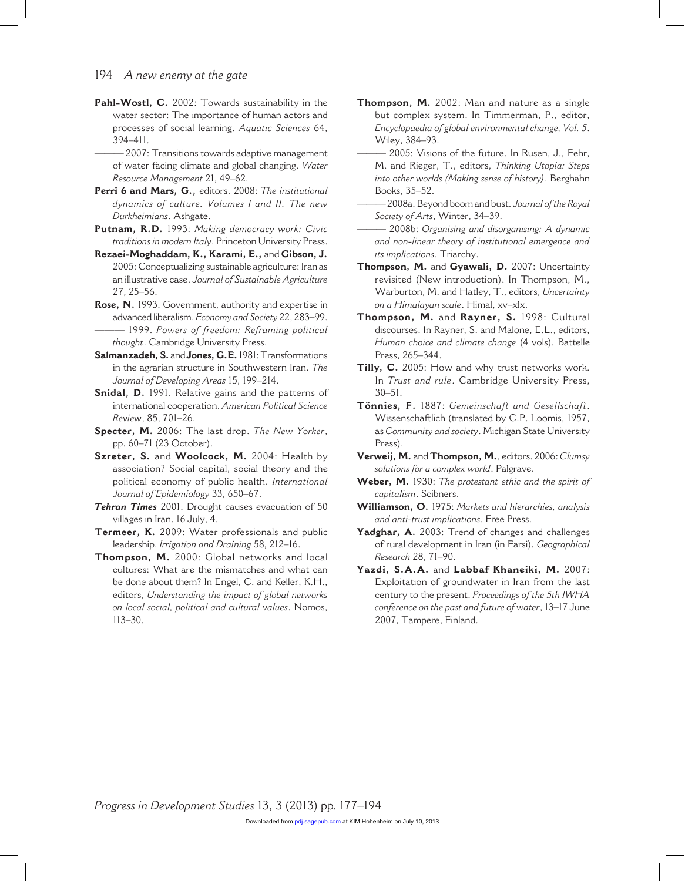**Pahl-Wostl, C.** 2002: Towards sustainability in the water sector: The importance of human actors and processes of social learning. *Aquatic Sciences* 64, 394–411.

——— 2007: Transitions towards adaptive management of water facing climate and global changing. *Water Resource Management* 21, 49–62.

**Perri 6 and Mars, G.,** editors. 2008: *The institutional dynamics of culture. Volumes I and II. The new Durkheimians*. Ashgate.

**Putnam, R.D.** 1993: *Making democracy work: Civic traditions in modern Italy*. Princeton University Press.

**Rezaei-Moghaddam, K., Karami, E.,** and **Gibson, J.** 2005: Conceptualizing sustainable agriculture: Iran as an illustrative case. *Journal of Sustainable Agriculture* 27, 25–56.

**Rose, N.** 1993. Government, authority and expertise in advanced liberalism. *Economy and Society* 22, 283–99.

——— 1999. *Powers of freedom: Reframing political thought*. Cambridge University Press.

**Salmanzadeh, S.** and **Jones, G.E.** 1981: Transformations in the agrarian structure in Southwestern Iran. *The Journal of Developing Areas* 15, 199–214.

**Snidal, D.** 1991. Relative gains and the patterns of international cooperation. *American Political Science Review*, 85, 701–26.

**Specter, M.** 2006: The last drop. *The New Yorker*, pp. 60–71 (23 October).

**Szreter, S.** and **Woolcock, M.** 2004: Health by association? Social capital, social theory and the political economy of public health. *International Journal of Epidemiology* 33, 650–67.

***Tehran Times*** 2001: Drought causes evacuation of 50 villages in Iran. 16 July, 4.

**Termeer, K.** 2009: Water professionals and public leadership. *Irrigation and Draining* 58, 212–16.

**Thompson, M.** 2000: Global networks and local cultures: What are the mismatches and what can be done about them? In Engel, C. and Keller, K.H., editors, *Understanding the impact of global networks on local social, political and cultural values*. Nomos, 113–30.

**Thompson, M.** 2002: Man and nature as a single but complex system. In Timmerman, P., editor, *Encyclopaedia of global environmental change, Vol. 5*. Wiley, 384–93.

——— 2005: Visions of the future. In Rusen, J., Fehr, M. and Rieger, T., editors, *Thinking Utopia: Steps into other worlds (Making sense of history)*. Berghahn Books, 35–52.

——— 2008a. Beyond boom and bust. *Journal of the Royal Society of Arts*, Winter, 34–39.

——— 2008b: *Organising and disorganising: A dynamic and non-linear theory of institutional emergence and its implications*. Triarchy.

**Thompson, M.** and **Gyawali, D.** 2007: Uncertainty revisited (New introduction). In Thompson, M., Warburton, M. and Hatley, T., editors, *Uncertainty on a Himalayan scale*. Himal, xv–xlx.

**Thompson, M.** and **Rayner, S.** 1998: Cultural discourses. In Rayner, S. and Malone, E.L., editors, *Human choice and climate change* (4 vols). Battelle Press, 265–344.

**Tilly, C.** 2005: How and why trust networks work. In *Trust and rule*. Cambridge University Press, 30–51.

**Tönnies, F.** 1887: *Gemeinschaft und Gesellschaft*. Wissenschaftlich (translated by C.P. Loomis, 1957, as *Community and society*. Michigan State University Press).

**Verweij, M.** and **Thompson, M.**, editors. 2006: *Clumsy solutions for a complex world*. Palgrave.

**Weber, M.** 1930: *The protestant ethic and the spirit of capitalism*. Scibners.

**Williamson, O.** 1975: *Markets and hierarchies, analysis and anti-trust implications*. Free Press.

**Yadghar, A.** 2003: Trend of changes and challenges of rural development in Iran (in Farsi). *Geographical Research* 28, 71–90.

**Yazdi, S.A.A.** and **Labbaf Khaneiki, M.** 2007: Exploitation of groundwater in Iran from the last century to the present. *Proceedings of the 5th IWHA conference on the past and future of water*, 13–17 June 2007, Tampere, Finland.